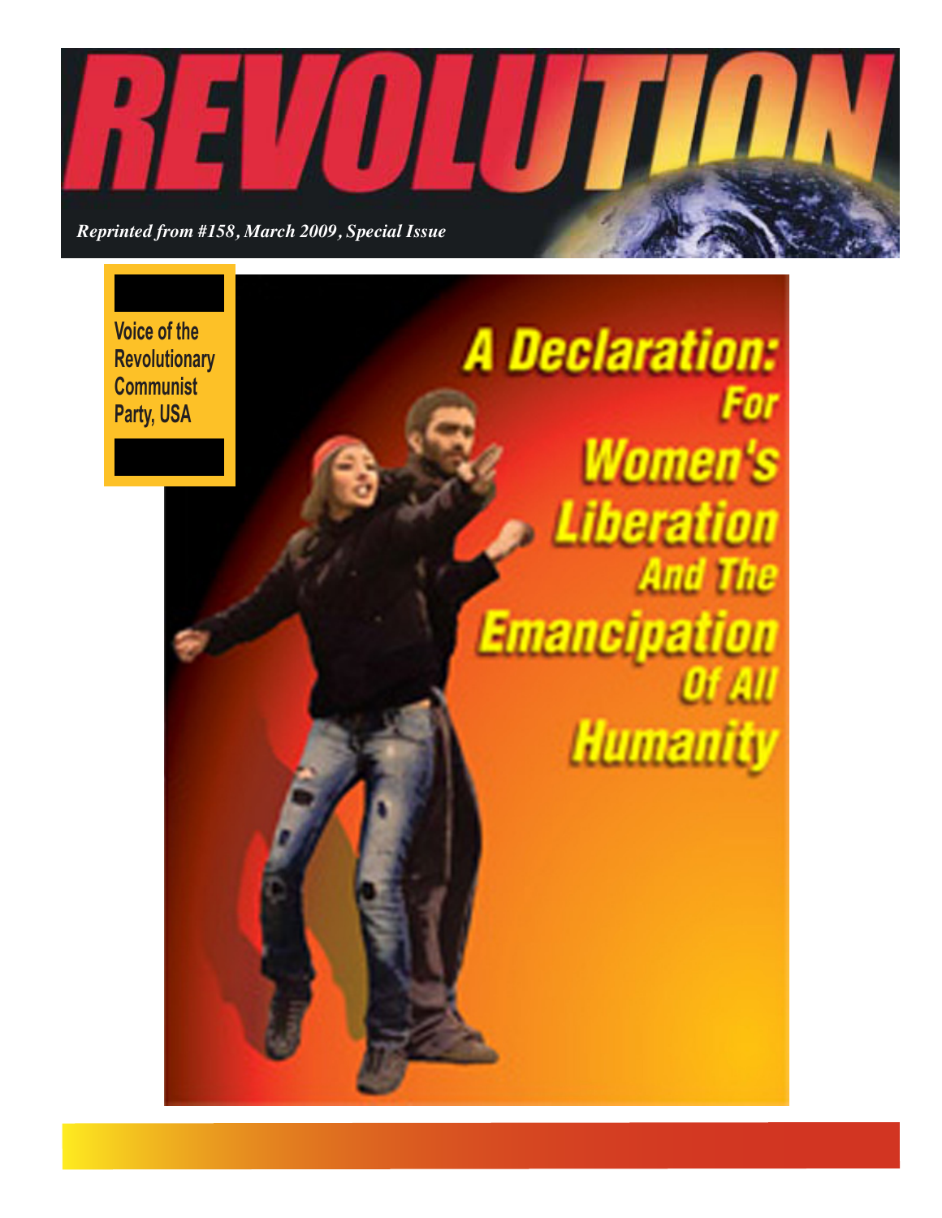# REVOLUTION

*Reprinted from #158, March 2009, Special Issue*

Voice of the Revolutionary Communist Party, USA

# A Declaration: For Women's Liberation And The Emancipation Of All Humanity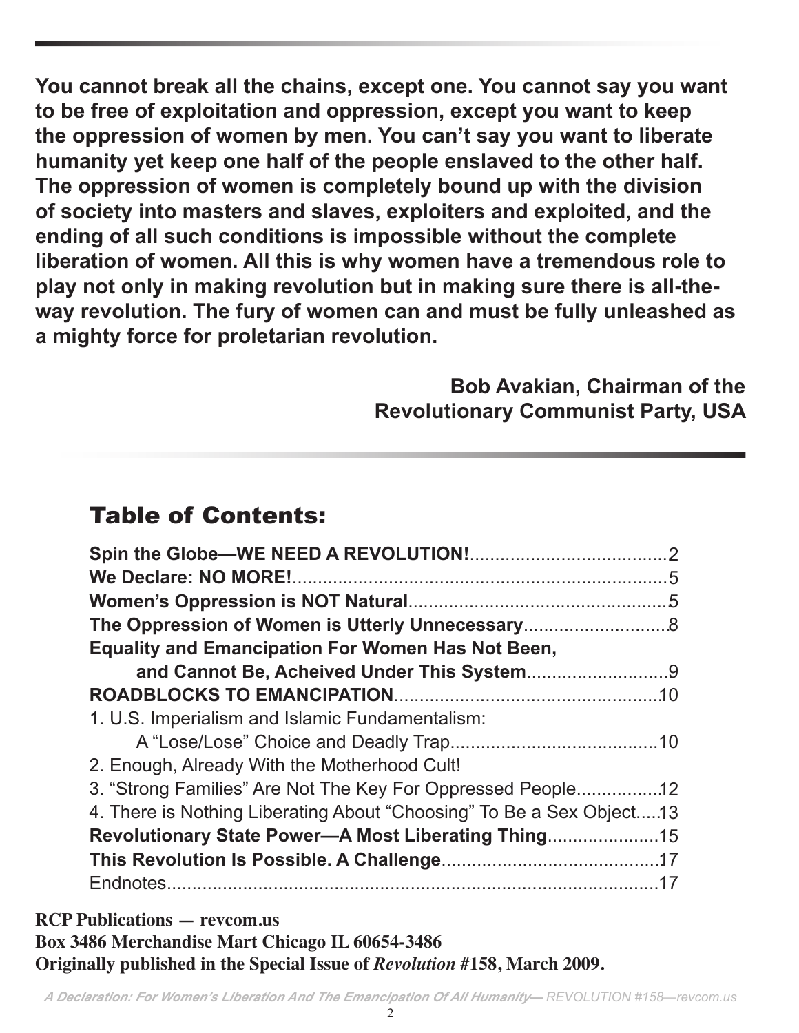**You cannot break all the chains, except one. You cannot say you want to be free of exploitation and oppression, except you want to keep the oppression of women by men. You can't say you want to liberate humanity yet keep one half of the people enslaved to the other half. The oppression of women is completely bound up with the division of society into masters and slaves, exploiters and exploited, and the ending of all such conditions is impossible without the complete liberation of women. All this is why women have a tremendous role to play not only in making revolution but in making sure there is all-the-way revolution. The fury of women can and must be fully unleashed as a mighty force for proletarian revolution.**

**Bob Avakian, Chairman of the Revolutionary Communist Party, USA**

## Table of Contents:

**Spin the Globe—WE NEED A REVOLUTION!**........................................2
**We Declare: NO MORE!**............................................................................5
**Women's Oppression is NOT Natural**.....................................................5
**The Oppression of Women is Utterly Unnecessary**.............................8
**Equality and Emancipation For Women Has Not Been, and Cannot Be, Acheived Under This System**.............................9
**ROADBLOCKS TO EMANCIPATION**......................................................10
1. U.S. Imperialism and Islamic Fundamentalism: A "Lose/Lose" Choice and Deadly Trap..........................................10
2. Enough, Already With the Motherhood Cult!
3. "Strong Families" Are Not The Key For Oppressed People.................12
4. There is Nothing Liberating About "Choosing" To Be a Sex Object.....13
**Revolutionary State Power—A Most Liberating Thing**.......................15
**This Revolution Is Possible. A Challenge**............................................17
Endnotes.....................................................................................................17

**RCP Publications — revcom.us**
**Box 3486 Merchandise Mart Chicago IL 60654-3486**
**Originally published in the Special Issue of *Revolution* #158, March 2009.**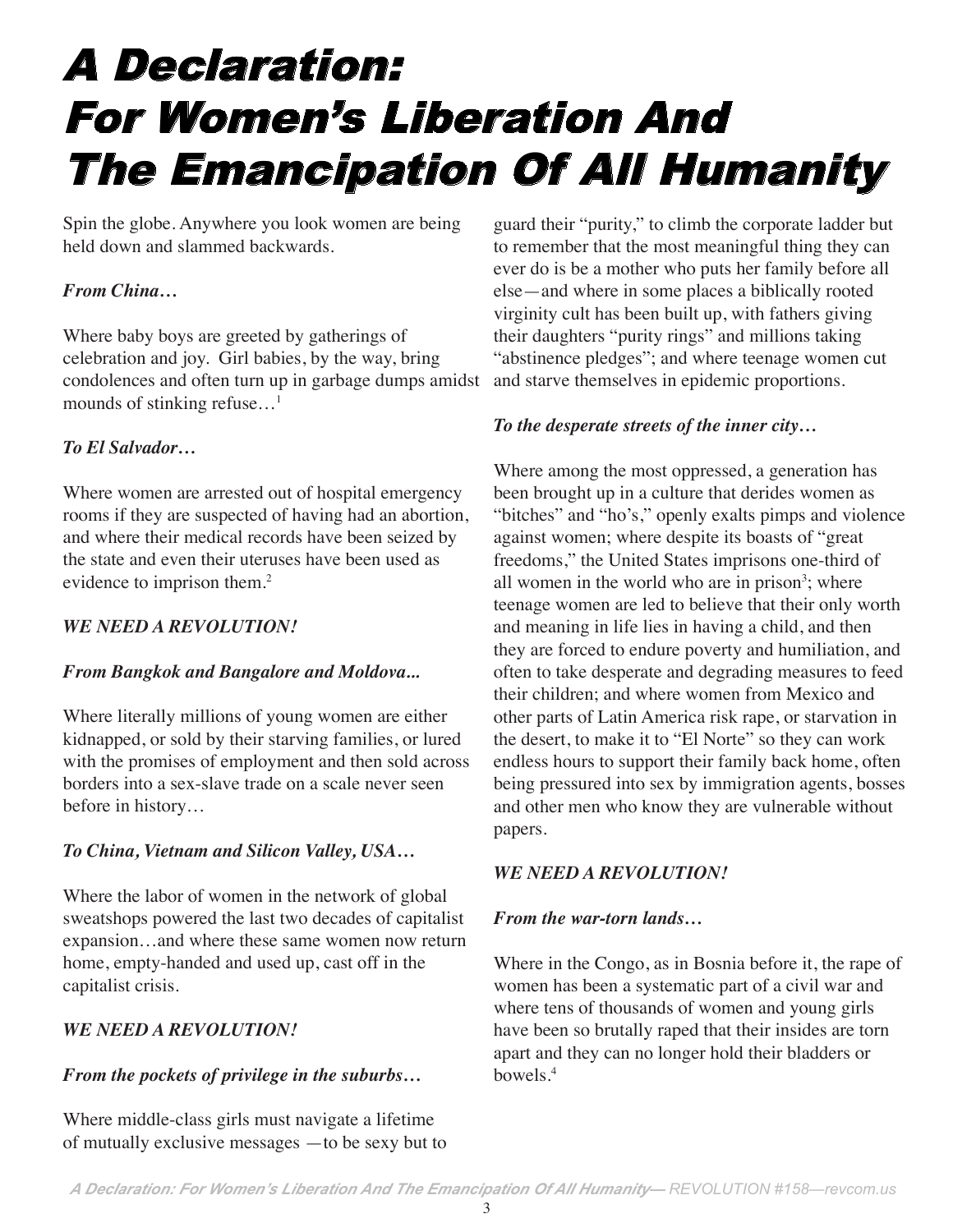# A Declaration: For Women's Liberation And The Emancipation Of All Humanity

Spin the globe. Anywhere you look women are being held down and slammed backwards.

***From China…***

Where baby boys are greeted by gatherings of celebration and joy. Girl babies, by the way, bring condolences and often turn up in garbage dumps amidst mounds of stinking refuse…[1]

***To El Salvador…***

Where women are arrested out of hospital emergency rooms if they are suspected of having had an abortion, and where their medical records have been seized by the state and even their uteruses have been used as evidence to imprison them.[2]

***WE NEED A REVOLUTION!***

***From Bangkok and Bangalore and Moldova...***

Where literally millions of young women are either kidnapped, or sold by their starving families, or lured with the promises of employment and then sold across borders into a sex-slave trade on a scale never seen before in history…

***To China, Vietnam and Silicon Valley, USA…***

Where the labor of women in the network of global sweatshops powered the last two decades of capitalist expansion…and where these same women now return home, empty-handed and used up, cast off in the capitalist crisis.

***WE NEED A REVOLUTION!***

***From the pockets of privilege in the suburbs…***

Where middle-class girls must navigate a lifetime of mutually exclusive messages —to be sexy but to guard their "purity," to climb the corporate ladder but to remember that the most meaningful thing they can ever do is be a mother who puts her family before all else—and where in some places a biblically rooted virginity cult has been built up, with fathers giving their daughters "purity rings" and millions taking "abstinence pledges"; and where teenage women cut and starve themselves in epidemic proportions.

***To the desperate streets of the inner city…***

Where among the most oppressed, a generation has been brought up in a culture that derides women as "bitches" and "ho's," openly exalts pimps and violence against women; where despite its boasts of "great freedoms," the United States imprisons one-third of all women in the world who are in prison[3]; where teenage women are led to believe that their only worth and meaning in life lies in having a child, and then they are forced to endure poverty and humiliation, and often to take desperate and degrading measures to feed their children; and where women from Mexico and other parts of Latin America risk rape, or starvation in the desert, to make it to "El Norte" so they can work endless hours to support their family back home, often being pressured into sex by immigration agents, bosses and other men who know they are vulnerable without papers.

***WE NEED A REVOLUTION!***

***From the war-torn lands…***

Where in the Congo, as in Bosnia before it, the rape of women has been a systematic part of a civil war and where tens of thousands of women and young girls have been so brutally raped that their insides are torn apart and they can no longer hold their bladders or bowels.[4]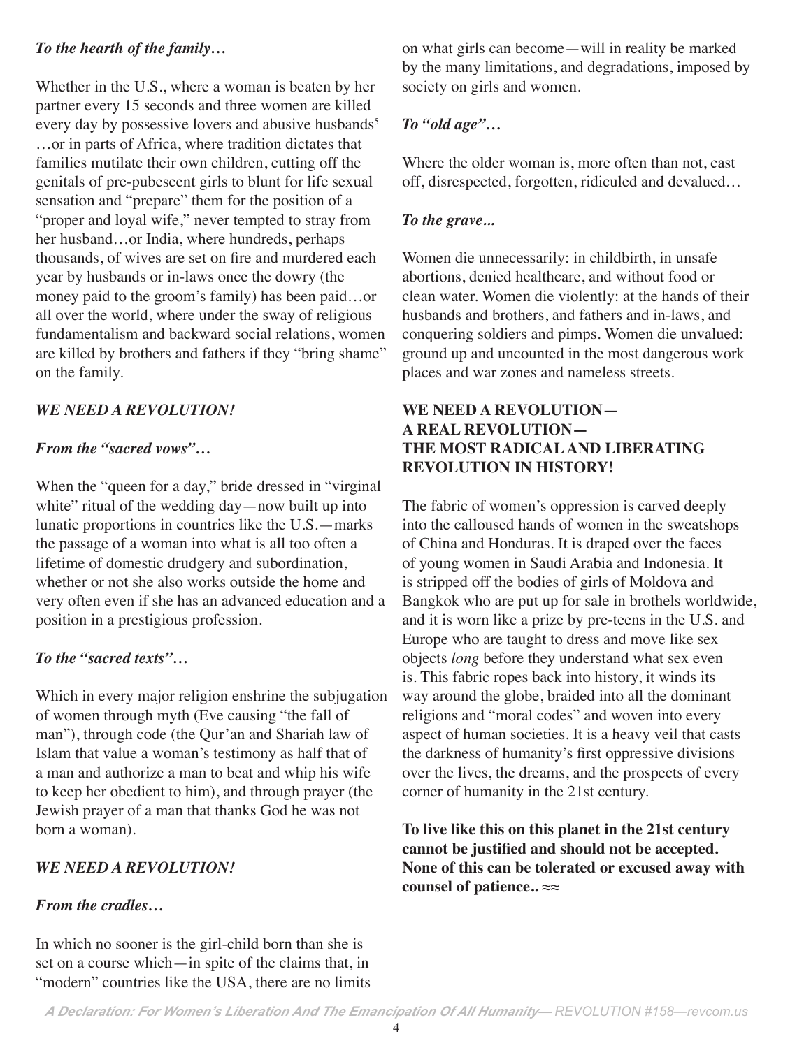*To the hearth of the family…*

Whether in the U.S., where a woman is beaten by her partner every 15 seconds and three women are killed every day by possessive lovers and abusive husbands[5] …or in parts of Africa, where tradition dictates that families mutilate their own children, cutting off the genitals of pre-pubescent girls to blunt for life sexual sensation and "prepare" them for the position of a "proper and loyal wife," never tempted to stray from her husband…or India, where hundreds, perhaps thousands, of wives are set on fire and murdered each year by husbands or in-laws once the dowry (the money paid to the groom's family) has been paid…or all over the world, where under the sway of religious fundamentalism and backward social relations, women are killed by brothers and fathers if they "bring shame" on the family.

*WE NEED A REVOLUTION!*

*From the "sacred vows"…*

When the "queen for a day," bride dressed in "virginal white" ritual of the wedding day—now built up into lunatic proportions in countries like the U.S.—marks the passage of a woman into what is all too often a lifetime of domestic drudgery and subordination, whether or not she also works outside the home and very often even if she has an advanced education and a position in a prestigious profession.

*To the "sacred texts"…*

Which in every major religion enshrine the subjugation of women through myth (Eve causing "the fall of man"), through code (the Qur'an and Shariah law of Islam that value a woman's testimony as half that of a man and authorize a man to beat and whip his wife to keep her obedient to him), and through prayer (the Jewish prayer of a man that thanks God he was not born a woman).

*WE NEED A REVOLUTION!*

*From the cradles…*

In which no sooner is the girl-child born than she is set on a course which—in spite of the claims that, in "modern" countries like the USA, there are no limits on what girls can become—will in reality be marked by the many limitations, and degradations, imposed by society on girls and women.

*To "old age"…*

Where the older woman is, more often than not, cast off, disrespected, forgotten, ridiculed and devalued…

*To the grave...*

Women die unnecessarily: in childbirth, in unsafe abortions, denied healthcare, and without food or clean water. Women die violently: at the hands of their husbands and brothers, and fathers and in-laws, and conquering soldiers and pimps. Women die unvalued: ground up and uncounted in the most dangerous work places and war zones and nameless streets.

**WE NEED A REVOLUTION—**
**A REAL REVOLUTION—**
**THE MOST RADICAL AND LIBERATING REVOLUTION IN HISTORY!**

The fabric of women's oppression is carved deeply into the calloused hands of women in the sweatshops of China and Honduras. It is draped over the faces of young women in Saudi Arabia and Indonesia. It is stripped off the bodies of girls of Moldova and Bangkok who are put up for sale in brothels worldwide, and it is worn like a prize by pre-teens in the U.S. and Europe who are taught to dress and move like sex objects *long* before they understand what sex even is. This fabric ropes back into history, it winds its way around the globe, braided into all the dominant religions and "moral codes" and woven into every aspect of human societies. It is a heavy veil that casts the darkness of humanity's first oppressive divisions over the lives, the dreams, and the prospects of every corner of humanity in the 21st century.

**To live like this on this planet in the 21st century cannot be justified and should not be accepted. None of this can be tolerated or excused away with counsel of patience.. ≈≈**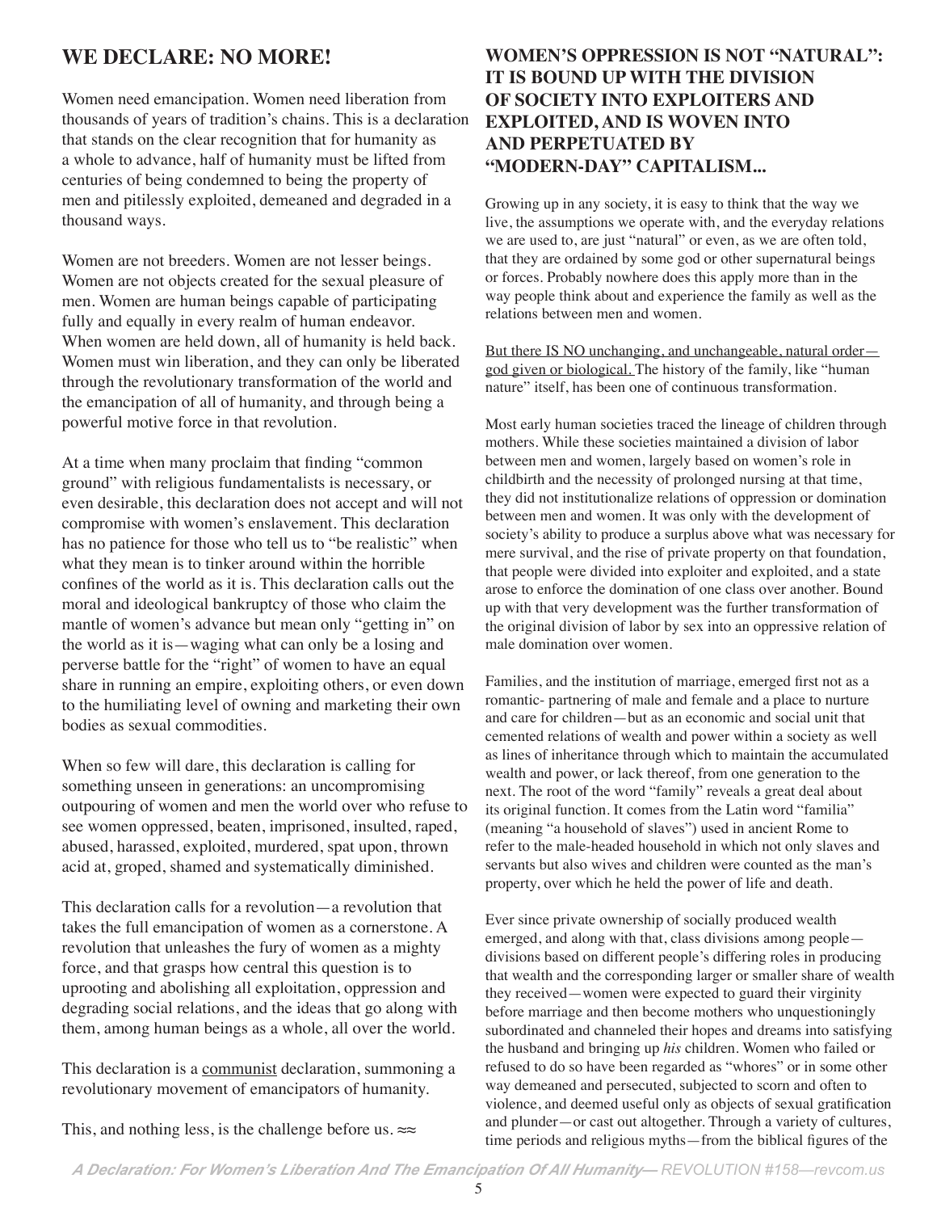## WE DECLARE: NO MORE!

Women need emancipation. Women need liberation from thousands of years of tradition's chains. This is a declaration that stands on the clear recognition that for humanity as a whole to advance, half of humanity must be lifted from centuries of being condemned to being the property of men and pitilessly exploited, demeaned and degraded in a thousand ways.

Women are not breeders. Women are not lesser beings. Women are not objects created for the sexual pleasure of men. Women are human beings capable of participating fully and equally in every realm of human endeavor. When women are held down, all of humanity is held back. Women must win liberation, and they can only be liberated through the revolutionary transformation of the world and the emancipation of all of humanity, and through being a powerful motive force in that revolution.

At a time when many proclaim that finding "common ground" with religious fundamentalists is necessary, or even desirable, this declaration does not accept and will not compromise with women's enslavement. This declaration has no patience for those who tell us to "be realistic" when what they mean is to tinker around within the horrible confines of the world as it is. This declaration calls out the moral and ideological bankruptcy of those who claim the mantle of women's advance but mean only "getting in" on the world as it is—waging what can only be a losing and perverse battle for the "right" of women to have an equal share in running an empire, exploiting others, or even down to the humiliating level of owning and marketing their own bodies as sexual commodities.

When so few will dare, this declaration is calling for something unseen in generations: an uncompromising outpouring of women and men the world over who refuse to see women oppressed, beaten, imprisoned, insulted, raped, abused, harassed, exploited, murdered, spat upon, thrown acid at, groped, shamed and systematically diminished.

This declaration calls for a revolution—a revolution that takes the full emancipation of women as a cornerstone. A revolution that unleashes the fury of women as a mighty force, and that grasps how central this question is to uprooting and abolishing all exploitation, oppression and degrading social relations, and the ideas that go along with them, among human beings as a whole, all over the world.

This declaration is a communist declaration, summoning a revolutionary movement of emancipators of humanity.

This, and nothing less, is the challenge before us. ≈≈

## WOMEN'S OPPRESSION IS NOT "NATURAL": IT IS BOUND UP WITH THE DIVISION OF SOCIETY INTO EXPLOITERS AND EXPLOITED, AND IS WOVEN INTO AND PERPETUATED BY "MODERN-DAY" CAPITALISM...

Growing up in any society, it is easy to think that the way we live, the assumptions we operate with, and the everyday relations we are used to, are just "natural" or even, as we are often told, that they are ordained by some god or other supernatural beings or forces. Probably nowhere does this apply more than in the way people think about and experience the family as well as the relations between men and women.

But there IS NO unchanging, and unchangeable, natural order—god given or biological. The history of the family, like "human nature" itself, has been one of continuous transformation.

Most early human societies traced the lineage of children through mothers. While these societies maintained a division of labor between men and women, largely based on women's role in childbirth and the necessity of prolonged nursing at that time, they did not institutionalize relations of oppression or domination between men and women. It was only with the development of society's ability to produce a surplus above what was necessary for mere survival, and the rise of private property on that foundation, that people were divided into exploiter and exploited, and a state arose to enforce the domination of one class over another. Bound up with that very development was the further transformation of the original division of labor by sex into an oppressive relation of male domination over women.

Families, and the institution of marriage, emerged first not as a romantic- partnering of male and female and a place to nurture and care for children—but as an economic and social unit that cemented relations of wealth and power within a society as well as lines of inheritance through which to maintain the accumulated wealth and power, or lack thereof, from one generation to the next. The root of the word "family" reveals a great deal about its original function. It comes from the Latin word "familia" (meaning "a household of slaves") used in ancient Rome to refer to the male-headed household in which not only slaves and servants but also wives and children were counted as the man's property, over which he held the power of life and death.

Ever since private ownership of socially produced wealth emerged, and along with that, class divisions among people—divisions based on different people's differing roles in producing that wealth and the corresponding larger or smaller share of wealth they received—women were expected to guard their virginity before marriage and then become mothers who unquestioningly subordinated and channeled their hopes and dreams into satisfying the husband and bringing up *his* children. Women who failed or refused to do so have been regarded as "whores" or in some other way demeaned and persecuted, subjected to scorn and often to violence, and deemed useful only as objects of sexual gratification and plunder—or cast out altogether. Through a variety of cultures, time periods and religious myths—from the biblical figures of the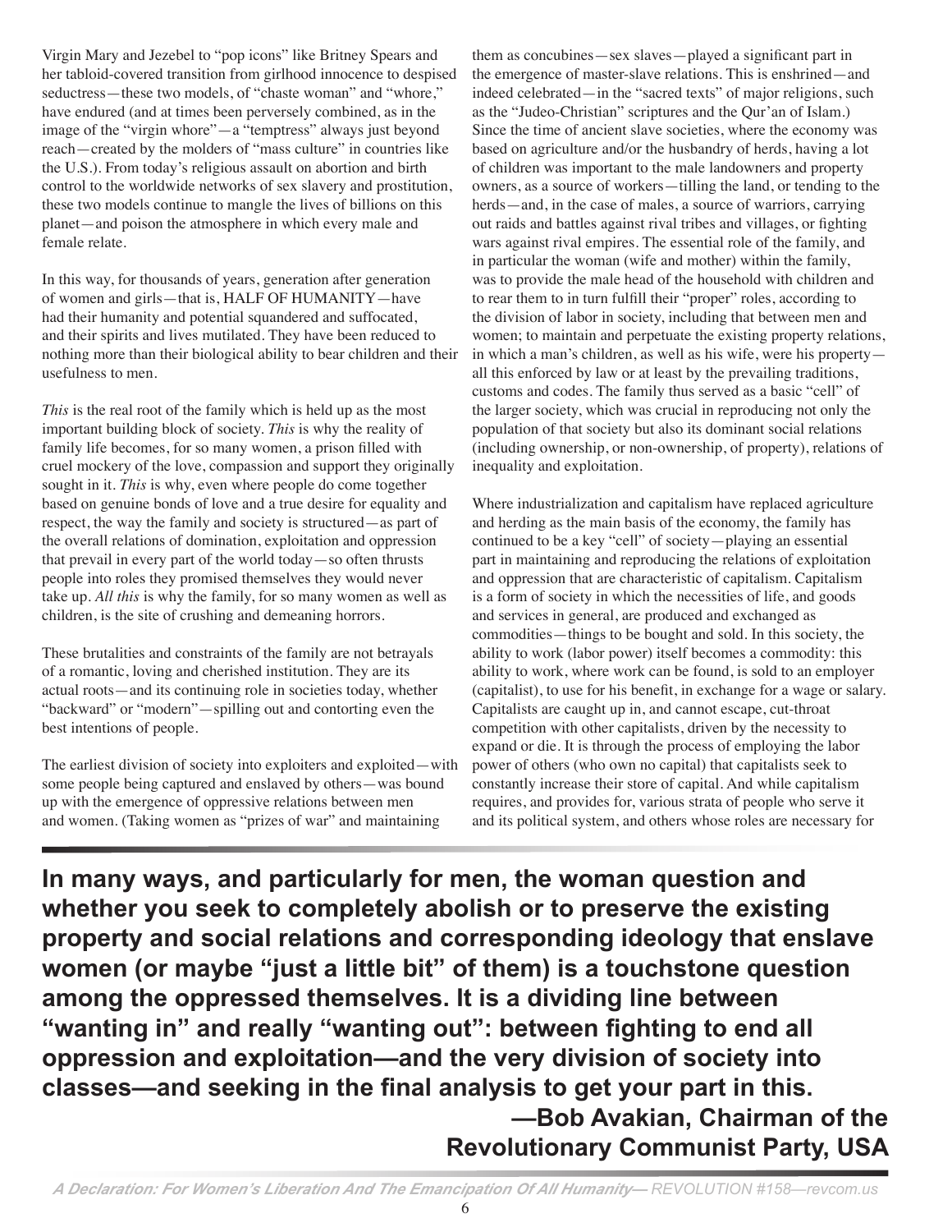Virgin Mary and Jezebel to "pop icons" like Britney Spears and her tabloid-covered transition from girlhood innocence to despised seductress—these two models, of "chaste woman" and "whore," have endured (and at times been perversely combined, as in the image of the "virgin whore"—a "temptress" always just beyond reach—created by the molders of "mass culture" in countries like the U.S.). From today's religious assault on abortion and birth control to the worldwide networks of sex slavery and prostitution, these two models continue to mangle the lives of billions on this planet—and poison the atmosphere in which every male and female relate.

In this way, for thousands of years, generation after generation of women and girls—that is, HALF OF HUMANITY—have had their humanity and potential squandered and suffocated, and their spirits and lives mutilated. They have been reduced to nothing more than their biological ability to bear children and their usefulness to men.

*This* is the real root of the family which is held up as the most important building block of society. *This* is why the reality of family life becomes, for so many women, a prison filled with cruel mockery of the love, compassion and support they originally sought in it. *This* is why, even where people do come together based on genuine bonds of love and a true desire for equality and respect, the way the family and society is structured—as part of the overall relations of domination, exploitation and oppression that prevail in every part of the world today—so often thrusts people into roles they promised themselves they would never take up. *All this* is why the family, for so many women as well as children, is the site of crushing and demeaning horrors.

These brutalities and constraints of the family are not betrayals of a romantic, loving and cherished institution. They are its actual roots—and its continuing role in societies today, whether "backward" or "modern"—spilling out and contorting even the best intentions of people.

The earliest division of society into exploiters and exploited—with some people being captured and enslaved by others—was bound up with the emergence of oppressive relations between men and women. (Taking women as "prizes of war" and maintaining them as concubines—sex slaves—played a significant part in the emergence of master-slave relations. This is enshrined—and indeed celebrated—in the "sacred texts" of major religions, such as the "Judeo-Christian" scriptures and the Qur'an of Islam.) Since the time of ancient slave societies, where the economy was based on agriculture and/or the husbandry of herds, having a lot of children was important to the male landowners and property owners, as a source of workers—tilling the land, or tending to the herds—and, in the case of males, a source of warriors, carrying out raids and battles against rival tribes and villages, or fighting wars against rival empires. The essential role of the family, and in particular the woman (wife and mother) within the family, was to provide the male head of the household with children and to rear them to in turn fulfill their "proper" roles, according to the division of labor in society, including that between men and women; to maintain and perpetuate the existing property relations, in which a man's children, as well as his wife, were his property—all this enforced by law or at least by the prevailing traditions, customs and codes. The family thus served as a basic "cell" of the larger society, which was crucial in reproducing not only the population of that society but also its dominant social relations (including ownership, or non-ownership, of property), relations of inequality and exploitation.

Where industrialization and capitalism have replaced agriculture and herding as the main basis of the economy, the family has continued to be a key "cell" of society—playing an essential part in maintaining and reproducing the relations of exploitation and oppression that are characteristic of capitalism. Capitalism is a form of society in which the necessities of life, and goods and services in general, are produced and exchanged as commodities—things to be bought and sold. In this society, the ability to work (labor power) itself becomes a commodity: this ability to work, where work can be found, is sold to an employer (capitalist), to use for his benefit, in exchange for a wage or salary. Capitalists are caught up in, and cannot escape, cut-throat competition with other capitalists, driven by the necessity to expand or die. It is through the process of employing the labor power of others (who own no capital) that capitalists seek to constantly increase their store of capital. And while capitalism requires, and provides for, various strata of people who serve it and its political system, and others whose roles are necessary for

**In many ways, and particularly for men, the woman question and whether you seek to completely abolish or to preserve the existing property and social relations and corresponding ideology that enslave women (or maybe "just a little bit" of them) is a touchstone question among the oppressed themselves. It is a dividing line between "wanting in" and really "wanting out": between fighting to end all oppression and exploitation—and the very division of society into classes—and seeking in the final analysis to get your part in this.**

**—Bob Avakian, Chairman of the Revolutionary Communist Party, USA**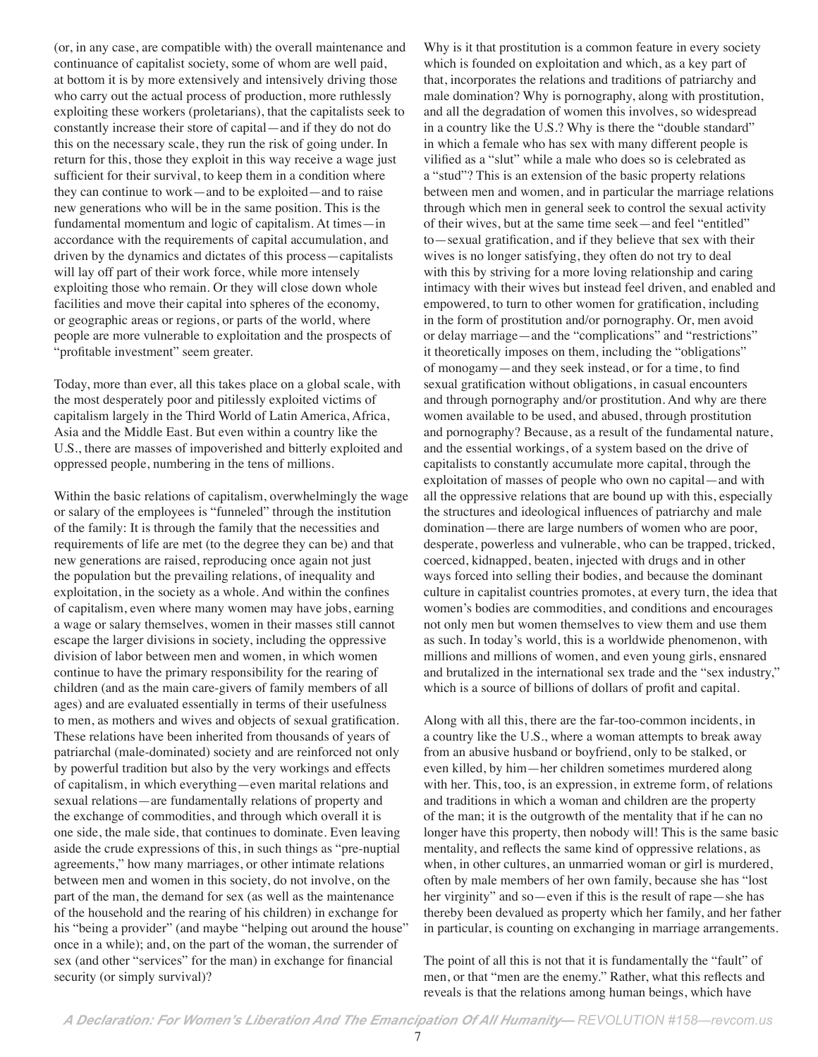(or, in any case, are compatible with) the overall maintenance and continuance of capitalist society, some of whom are well paid, at bottom it is by more extensively and intensively driving those who carry out the actual process of production, more ruthlessly exploiting these workers (proletarians), that the capitalists seek to constantly increase their store of capital—and if they do not do this on the necessary scale, they run the risk of going under. In return for this, those they exploit in this way receive a wage just sufficient for their survival, to keep them in a condition where they can continue to work—and to be exploited—and to raise new generations who will be in the same position. This is the fundamental momentum and logic of capitalism. At times—in accordance with the requirements of capital accumulation, and driven by the dynamics and dictates of this process—capitalists will lay off part of their work force, while more intensely exploiting those who remain. Or they will close down whole facilities and move their capital into spheres of the economy, or geographic areas or regions, or parts of the world, where people are more vulnerable to exploitation and the prospects of "profitable investment" seem greater.

Today, more than ever, all this takes place on a global scale, with the most desperately poor and pitilessly exploited victims of capitalism largely in the Third World of Latin America, Africa, Asia and the Middle East. But even within a country like the U.S., there are masses of impoverished and bitterly exploited and oppressed people, numbering in the tens of millions.

Within the basic relations of capitalism, overwhelmingly the wage or salary of the employees is "funneled" through the institution of the family: It is through the family that the necessities and requirements of life are met (to the degree they can be) and that new generations are raised, reproducing once again not just the population but the prevailing relations, of inequality and exploitation, in the society as a whole. And within the confines of capitalism, even where many women may have jobs, earning a wage or salary themselves, women in their masses still cannot escape the larger divisions in society, including the oppressive division of labor between men and women, in which women continue to have the primary responsibility for the rearing of children (and as the main care-givers of family members of all ages) and are evaluated essentially in terms of their usefulness to men, as mothers and wives and objects of sexual gratification. These relations have been inherited from thousands of years of patriarchal (male-dominated) society and are reinforced not only by powerful tradition but also by the very workings and effects of capitalism, in which everything—even marital relations and sexual relations—are fundamentally relations of property and the exchange of commodities, and through which overall it is one side, the male side, that continues to dominate. Even leaving aside the crude expressions of this, in such things as "pre-nuptial agreements," how many marriages, or other intimate relations between men and women in this society, do not involve, on the part of the man, the demand for sex (as well as the maintenance of the household and the rearing of his children) in exchange for his "being a provider" (and maybe "helping out around the house" once in a while); and, on the part of the woman, the surrender of sex (and other "services" for the man) in exchange for financial security (or simply survival)?

Why is it that prostitution is a common feature in every society which is founded on exploitation and which, as a key part of that, incorporates the relations and traditions of patriarchy and male domination? Why is pornography, along with prostitution, and all the degradation of women this involves, so widespread in a country like the U.S.? Why is there the "double standard" in which a female who has sex with many different people is vilified as a "slut" while a male who does so is celebrated as a "stud"? This is an extension of the basic property relations between men and women, and in particular the marriage relations through which men in general seek to control the sexual activity of their wives, but at the same time seek—and feel "entitled" to—sexual gratification, and if they believe that sex with their wives is no longer satisfying, they often do not try to deal with this by striving for a more loving relationship and caring intimacy with their wives but instead feel driven, and enabled and empowered, to turn to other women for gratification, including in the form of prostitution and/or pornography. Or, men avoid or delay marriage—and the "complications" and "restrictions" it theoretically imposes on them, including the "obligations" of monogamy—and they seek instead, or for a time, to find sexual gratification without obligations, in casual encounters and through pornography and/or prostitution. And why are there women available to be used, and abused, through prostitution and pornography? Because, as a result of the fundamental nature, and the essential workings, of a system based on the drive of capitalists to constantly accumulate more capital, through the exploitation of masses of people who own no capital—and with all the oppressive relations that are bound up with this, especially the structures and ideological influences of patriarchy and male domination—there are large numbers of women who are poor, desperate, powerless and vulnerable, who can be trapped, tricked, coerced, kidnapped, beaten, injected with drugs and in other ways forced into selling their bodies, and because the dominant culture in capitalist countries promotes, at every turn, the idea that women's bodies are commodities, and conditions and encourages not only men but women themselves to view them and use them as such. In today's world, this is a worldwide phenomenon, with millions and millions of women, and even young girls, ensnared and brutalized in the international sex trade and the "sex industry," which is a source of billions of dollars of profit and capital.

Along with all this, there are the far-too-common incidents, in a country like the U.S., where a woman attempts to break away from an abusive husband or boyfriend, only to be stalked, or even killed, by him—her children sometimes murdered along with her. This, too, is an expression, in extreme form, of relations and traditions in which a woman and children are the property of the man; it is the outgrowth of the mentality that if he can no longer have this property, then nobody will! This is the same basic mentality, and reflects the same kind of oppressive relations, as when, in other cultures, an unmarried woman or girl is murdered, often by male members of her own family, because she has "lost her virginity" and so—even if this is the result of rape—she has thereby been devalued as property which her family, and her father in particular, is counting on exchanging in marriage arrangements.

The point of all this is not that it is fundamentally the "fault" of men, or that "men are the enemy." Rather, what this reflects and reveals is that the relations among human beings, which have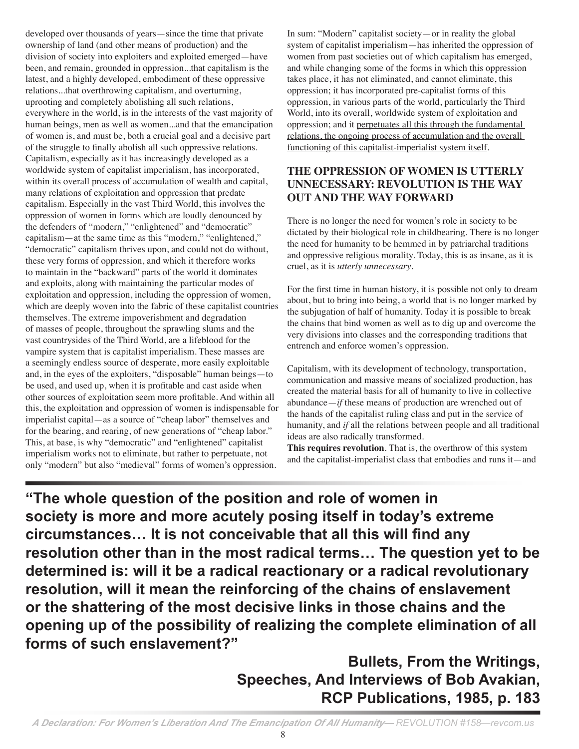developed over thousands of years—since the time that private ownership of land (and other means of production) and the division of society into exploiters and exploited emerged—have been, and remain, grounded in oppression...that capitalism is the latest, and a highly developed, embodiment of these oppressive relations...that overthrowing capitalism, and overturning, uprooting and completely abolishing all such relations, everywhere in the world, is in the interests of the vast majority of human beings, men as well as women...and that the emancipation of women is, and must be, both a crucial goal and a decisive part of the struggle to finally abolish all such oppressive relations. Capitalism, especially as it has increasingly developed as a worldwide system of capitalist imperialism, has incorporated, within its overall process of accumulation of wealth and capital, many relations of exploitation and oppression that predate capitalism. Especially in the vast Third World, this involves the oppression of women in forms which are loudly denounced by the defenders of "modern," "enlightened" and "democratic" capitalism—at the same time as this "modern," "enlightened," "democratic" capitalism thrives upon, and could not do without, these very forms of oppression, and which it therefore works to maintain in the "backward" parts of the world it dominates and exploits, along with maintaining the particular modes of exploitation and oppression, including the oppression of women, which are deeply woven into the fabric of these capitalist countries themselves. The extreme impoverishment and degradation of masses of people, throughout the sprawling slums and the vast countrysides of the Third World, are a lifeblood for the vampire system that is capitalist imperialism. These masses are a seemingly endless source of desperate, more easily exploitable and, in the eyes of the exploiters, "disposable" human beings—to be used, and used up, when it is profitable and cast aside when other sources of exploitation seem more profitable. And within all this, the exploitation and oppression of women is indispensable for imperialist capital—as a source of "cheap labor" themselves and for the bearing, and rearing, of new generations of "cheap labor." This, at base, is why "democratic" and "enlightened" capitalist imperialism works not to eliminate, but rather to perpetuate, not only "modern" but also "medieval" forms of women's oppression.

In sum: "Modern" capitalist society—or in reality the global system of capitalist imperialism—has inherited the oppression of women from past societies out of which capitalism has emerged, and while changing some of the forms in which this oppression takes place, it has not eliminated, and cannot eliminate, this oppression; it has incorporated pre-capitalist forms of this oppression, in various parts of the world, particularly the Third World, into its overall, worldwide system of exploitation and oppression; and it perpetuates all this through the fundamental relations, the ongoing process of accumulation and the overall functioning of this capitalist-imperialist system itself.

## THE OPPRESSION OF WOMEN IS UTTERLY UNNECESSARY: REVOLUTION IS THE WAY OUT AND THE WAY FORWARD

There is no longer the need for women's role in society to be dictated by their biological role in childbearing. There is no longer the need for humanity to be hemmed in by patriarchal traditions and oppressive religious morality. Today, this is as insane, as it is cruel, as it is *utterly unnecessary*.

For the first time in human history, it is possible not only to dream about, but to bring into being, a world that is no longer marked by the subjugation of half of humanity. Today it is possible to break the chains that bind women as well as to dig up and overcome the very divisions into classes and the corresponding traditions that entrench and enforce women's oppression.

Capitalism, with its development of technology, transportation, communication and massive means of socialized production, has created the material basis for all of humanity to live in collective abundance—*if* these means of production are wrenched out of the hands of the capitalist ruling class and put in the service of humanity, and *if* all the relations between people and all traditional ideas are also radically transformed.

**This requires revolution**. That is, the overthrow of this system and the capitalist-imperialist class that embodies and runs it—and

**"The whole question of the position and role of women in society is more and more acutely posing itself in today's extreme circumstances… It is not conceivable that all this will find any resolution other than in the most radical terms… The question yet to be determined is: will it be a radical reactionary or a radical revolutionary resolution, will it mean the reinforcing of the chains of enslavement or the shattering of the most decisive links in those chains and the opening up of the possibility of realizing the complete elimination of all forms of such enslavement?"**

**Bullets, From the Writings, Speeches, And Interviews of Bob Avakian, RCP Publications, 1985, p. 183**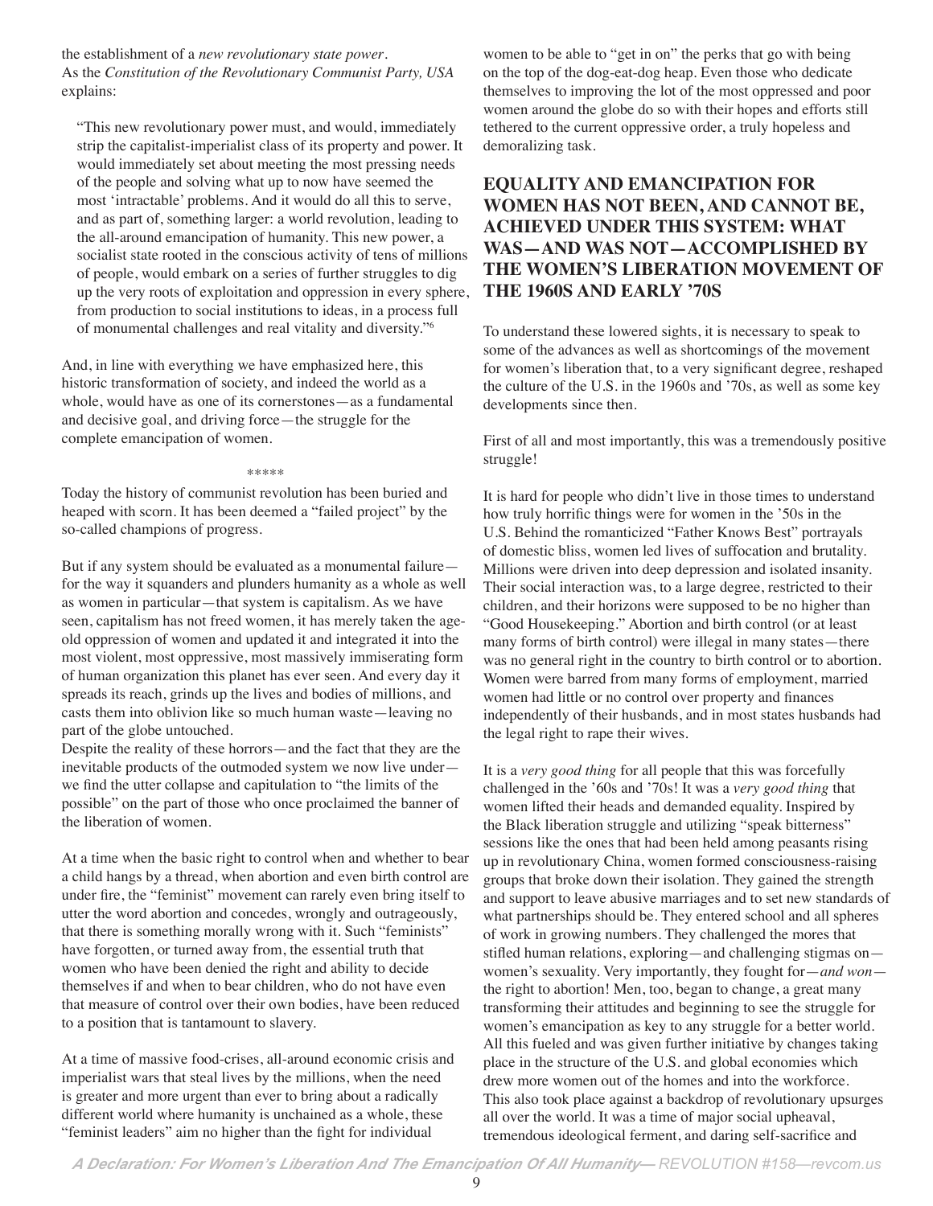the establishment of a *new revolutionary state power*. As the *Constitution of the Revolutionary Communist Party, USA* explains:

> "This new revolutionary power must, and would, immediately strip the capitalist-imperialist class of its property and power. It would immediately set about meeting the most pressing needs of the people and solving what up to now have seemed the most 'intractable' problems. And it would do all this to serve, and as part of, something larger: a world revolution, leading to the all-around emancipation of humanity. This new power, a socialist state rooted in the conscious activity of tens of millions of people, would embark on a series of further struggles to dig up the very roots of exploitation and oppression in every sphere, from production to social institutions to ideas, in a process full of monumental challenges and real vitality and diversity."[6]

And, in line with everything we have emphasized here, this historic transformation of society, and indeed the world as a whole, would have as one of its cornerstones—as a fundamental and decisive goal, and driving force—the struggle for the complete emancipation of women.

*****

Today the history of communist revolution has been buried and heaped with scorn. It has been deemed a "failed project" by the so-called champions of progress.

But if any system should be evaluated as a monumental failure—for the way it squanders and plunders humanity as a whole as well as women in particular—that system is capitalism. As we have seen, capitalism has not freed women, it has merely taken the age-old oppression of women and updated it and integrated it into the most violent, most oppressive, most massively immiserating form of human organization this planet has ever seen. And every day it spreads its reach, grinds up the lives and bodies of millions, and casts them into oblivion like so much human waste—leaving no part of the globe untouched.

Despite the reality of these horrors—and the fact that they are the inevitable products of the outmoded system we now live under—we find the utter collapse and capitulation to "the limits of the possible" on the part of those who once proclaimed the banner of the liberation of women.

At a time when the basic right to control when and whether to bear a child hangs by a thread, when abortion and even birth control are under fire, the "feminist" movement can rarely even bring itself to utter the word abortion and concedes, wrongly and outrageously, that there is something morally wrong with it. Such "feminists" have forgotten, or turned away from, the essential truth that women who have been denied the right and ability to decide themselves if and when to bear children, who do not have even that measure of control over their own bodies, have been reduced to a position that is tantamount to slavery.

At a time of massive food-crises, all-around economic crisis and imperialist wars that steal lives by the millions, when the need is greater and more urgent than ever to bring about a radically different world where humanity is unchained as a whole, these "feminist leaders" aim no higher than the fight for individual women to be able to "get in on" the perks that go with being on the top of the dog-eat-dog heap. Even those who dedicate themselves to improving the lot of the most oppressed and poor women around the globe do so with their hopes and efforts still tethered to the current oppressive order, a truly hopeless and demoralizing task.

## EQUALITY AND EMANCIPATION FOR WOMEN HAS NOT BEEN, AND CANNOT BE, ACHIEVED UNDER THIS SYSTEM: WHAT WAS—AND WAS NOT—ACCOMPLISHED BY THE WOMEN'S LIBERATION MOVEMENT OF THE 1960S AND EARLY '70S

To understand these lowered sights, it is necessary to speak to some of the advances as well as shortcomings of the movement for women's liberation that, to a very significant degree, reshaped the culture of the U.S. in the 1960s and '70s, as well as some key developments since then.

First of all and most importantly, this was a tremendously positive struggle!

It is hard for people who didn't live in those times to understand how truly horrific things were for women in the '50s in the U.S. Behind the romanticized "Father Knows Best" portrayals of domestic bliss, women led lives of suffocation and brutality. Millions were driven into deep depression and isolated insanity. Their social interaction was, to a large degree, restricted to their children, and their horizons were supposed to be no higher than "Good Housekeeping." Abortion and birth control (or at least many forms of birth control) were illegal in many states—there was no general right in the country to birth control or to abortion. Women were barred from many forms of employment, married women had little or no control over property and finances independently of their husbands, and in most states husbands had the legal right to rape their wives.

It is a *very good thing* for all people that this was forcefully challenged in the '60s and '70s! It was a *very good thing* that women lifted their heads and demanded equality. Inspired by the Black liberation struggle and utilizing "speak bitterness" sessions like the ones that had been held among peasants rising up in revolutionary China, women formed consciousness-raising groups that broke down their isolation. They gained the strength and support to leave abusive marriages and to set new standards of what partnerships should be. They entered school and all spheres of work in growing numbers. They challenged the mores that stifled human relations, exploring—and challenging stigmas on—women's sexuality. Very importantly, they fought for—*and won*—the right to abortion! Men, too, began to change, a great many transforming their attitudes and beginning to see the struggle for women's emancipation as key to any struggle for a better world. All this fueled and was given further initiative by changes taking place in the structure of the U.S. and global economies which drew more women out of the homes and into the workforce. This also took place against a backdrop of revolutionary upsurges all over the world. It was a time of major social upheaval, tremendous ideological ferment, and daring self-sacrifice and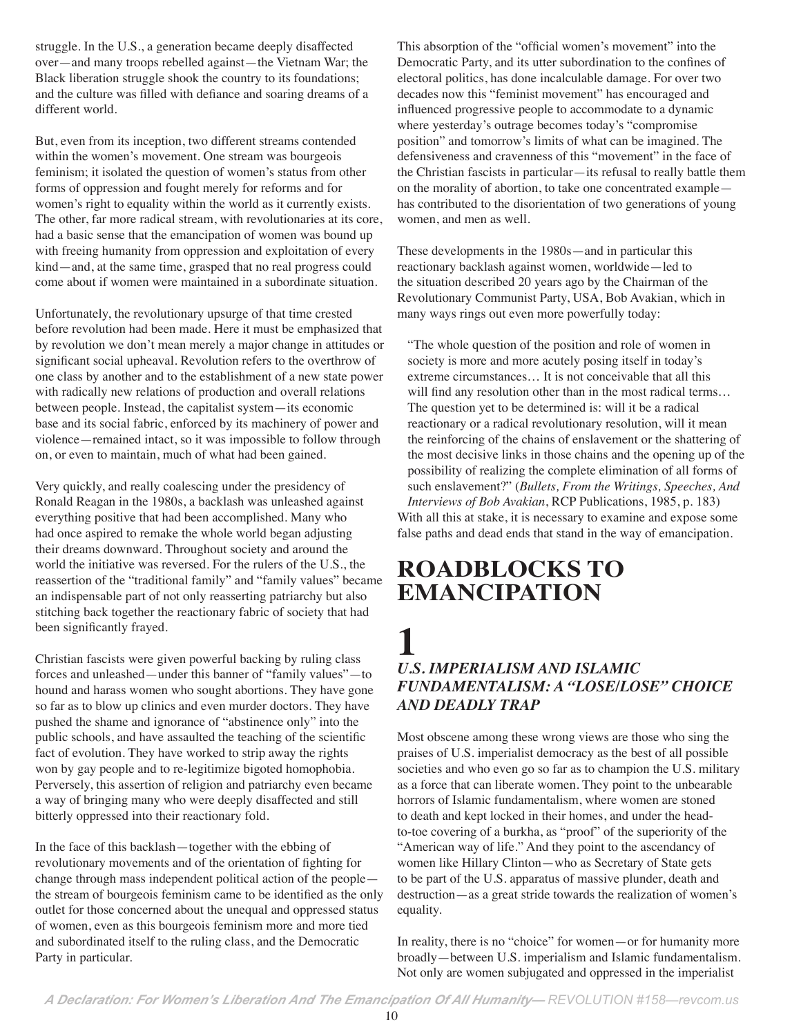struggle. In the U.S., a generation became deeply disaffected over—and many troops rebelled against—the Vietnam War; the Black liberation struggle shook the country to its foundations; and the culture was filled with defiance and soaring dreams of a different world.

But, even from its inception, two different streams contended within the women's movement. One stream was bourgeois feminism; it isolated the question of women's status from other forms of oppression and fought merely for reforms and for women's right to equality within the world as it currently exists. The other, far more radical stream, with revolutionaries at its core, had a basic sense that the emancipation of women was bound up with freeing humanity from oppression and exploitation of every kind—and, at the same time, grasped that no real progress could come about if women were maintained in a subordinate situation.

Unfortunately, the revolutionary upsurge of that time crested before revolution had been made. Here it must be emphasized that by revolution we don't mean merely a major change in attitudes or significant social upheaval. Revolution refers to the overthrow of one class by another and to the establishment of a new state power with radically new relations of production and overall relations between people. Instead, the capitalist system—its economic base and its social fabric, enforced by its machinery of power and violence—remained intact, so it was impossible to follow through on, or even to maintain, much of what had been gained.

Very quickly, and really coalescing under the presidency of Ronald Reagan in the 1980s, a backlash was unleashed against everything positive that had been accomplished. Many who had once aspired to remake the whole world began adjusting their dreams downward. Throughout society and around the world the initiative was reversed. For the rulers of the U.S., the reassertion of the "traditional family" and "family values" became an indispensable part of not only reasserting patriarchy but also stitching back together the reactionary fabric of society that had been significantly frayed.

Christian fascists were given powerful backing by ruling class forces and unleashed—under this banner of "family values"—to hound and harass women who sought abortions. They have gone so far as to blow up clinics and even murder doctors. They have pushed the shame and ignorance of "abstinence only" into the public schools, and have assaulted the teaching of the scientific fact of evolution. They have worked to strip away the rights won by gay people and to re-legitimize bigoted homophobia. Perversely, this assertion of religion and patriarchy even became a way of bringing many who were deeply disaffected and still bitterly oppressed into their reactionary fold.

In the face of this backlash—together with the ebbing of revolutionary movements and of the orientation of fighting for change through mass independent political action of the people—the stream of bourgeois feminism came to be identified as the only outlet for those concerned about the unequal and oppressed status of women, even as this bourgeois feminism more and more tied and subordinated itself to the ruling class, and the Democratic Party in particular.

This absorption of the "official women's movement" into the Democratic Party, and its utter subordination to the confines of electoral politics, has done incalculable damage. For over two decades now this "feminist movement" has encouraged and influenced progressive people to accommodate to a dynamic where yesterday's outrage becomes today's "compromise position" and tomorrow's limits of what can be imagined. The defensiveness and cravenness of this "movement" in the face of the Christian fascists in particular—its refusal to really battle them on the morality of abortion, to take one concentrated example—has contributed to the disorientation of two generations of young women, and men as well.

These developments in the 1980s—and in particular this reactionary backlash against women, worldwide—led to the situation described 20 years ago by the Chairman of the Revolutionary Communist Party, USA, Bob Avakian, which in many ways rings out even more powerfully today:

> "The whole question of the position and role of women in society is more and more acutely posing itself in today's extreme circumstances… It is not conceivable that all this will find any resolution other than in the most radical terms… The question yet to be determined is: will it be a radical reactionary or a radical revolutionary resolution, will it mean the reinforcing of the chains of enslavement or the shattering of the most decisive links in those chains and the opening up of the possibility of realizing the complete elimination of all forms of such enslavement?" (*Bullets, From the Writings, Speeches, And Interviews of Bob Avakian*, RCP Publications, 1985, p. 183)

With all this at stake, it is necessary to examine and expose some false paths and dead ends that stand in the way of emancipation.

# ROADBLOCKS TO EMANCIPATION

## 1

### *U.S. IMPERIALISM AND ISLAMIC FUNDAMENTALISM: A "LOSE/LOSE" CHOICE AND DEADLY TRAP*

Most obscene among these wrong views are those who sing the praises of U.S. imperialist democracy as the best of all possible societies and who even go so far as to champion the U.S. military as a force that can liberate women. They point to the unbearable horrors of Islamic fundamentalism, where women are stoned to death and kept locked in their homes, and under the head-to-toe covering of a burkha, as "proof" of the superiority of the "American way of life." And they point to the ascendancy of women like Hillary Clinton—who as Secretary of State gets to be part of the U.S. apparatus of massive plunder, death and destruction—as a great stride towards the realization of women's equality.

In reality, there is no "choice" for women—or for humanity more broadly—between U.S. imperialism and Islamic fundamentalism. Not only are women subjugated and oppressed in the imperialist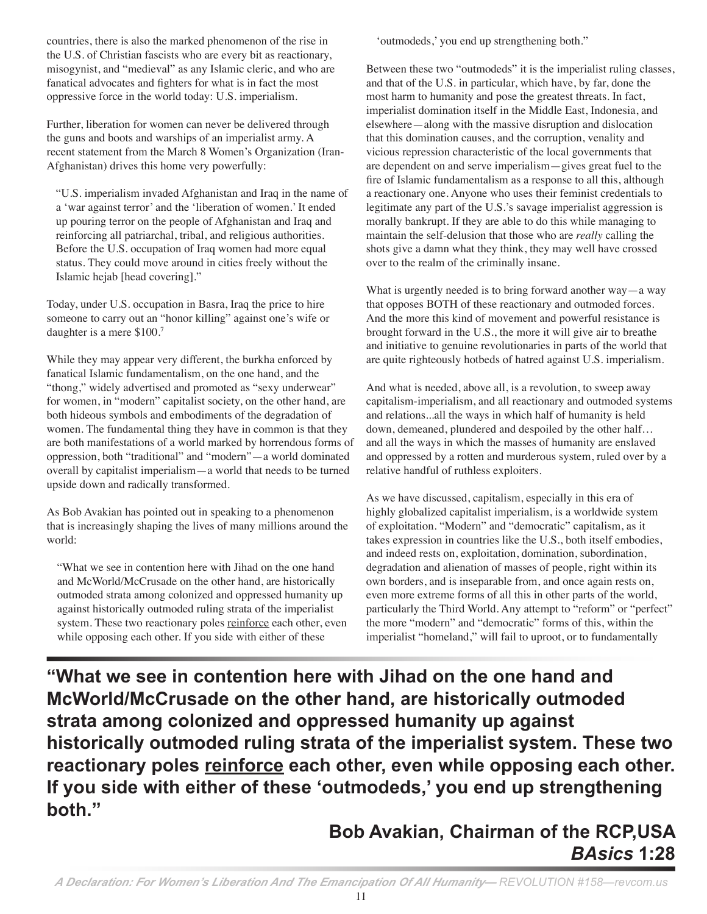countries, there is also the marked phenomenon of the rise in the U.S. of Christian fascists who are every bit as reactionary, misogynist, and "medieval" as any Islamic cleric, and who are fanatical advocates and fighters for what is in fact the most oppressive force in the world today: U.S. imperialism.

Further, liberation for women can never be delivered through the guns and boots and warships of an imperialist army. A recent statement from the March 8 Women's Organization (Iran-Afghanistan) drives this home very powerfully:

> "U.S. imperialism invaded Afghanistan and Iraq in the name of a 'war against terror' and the 'liberation of women.' It ended up pouring terror on the people of Afghanistan and Iraq and reinforcing all patriarchal, tribal, and religious authorities. Before the U.S. occupation of Iraq women had more equal status. They could move around in cities freely without the Islamic hejab [head covering]."

Today, under U.S. occupation in Basra, Iraq the price to hire someone to carry out an "honor killing" against one's wife or daughter is a mere $100.[7]

While they may appear very different, the burkha enforced by fanatical Islamic fundamentalism, on the one hand, and the "thong," widely advertised and promoted as "sexy underwear" for women, in "modern" capitalist society, on the other hand, are both hideous symbols and embodiments of the degradation of women. The fundamental thing they have in common is that they are both manifestations of a world marked by horrendous forms of oppression, both "traditional" and "modern"—a world dominated overall by capitalist imperialism—a world that needs to be turned upside down and radically transformed.

As Bob Avakian has pointed out in speaking to a phenomenon that is increasingly shaping the lives of many millions around the world:

> "What we see in contention here with Jihad on the one hand and McWorld/McCrusade on the other hand, are historically outmoded strata among colonized and oppressed humanity up against historically outmoded ruling strata of the imperialist system. These two reactionary poles <u>reinforce</u> each other, even while opposing each other. If you side with either of these 'outmodeds,' you end up strengthening both."

Between these two "outmodeds" it is the imperialist ruling classes, and that of the U.S. in particular, which have, by far, done the most harm to humanity and pose the greatest threats. In fact, imperialist domination itself in the Middle East, Indonesia, and elsewhere—along with the massive disruption and dislocation that this domination causes, and the corruption, venality and vicious repression characteristic of the local governments that are dependent on and serve imperialism—gives great fuel to the fire of Islamic fundamentalism as a response to all this, although a reactionary one. Anyone who uses their feminist credentials to legitimate any part of the U.S.'s savage imperialist aggression is morally bankrupt. If they are able to do this while managing to maintain the self-delusion that those who are *really* calling the shots give a damn what they think, they may well have crossed over to the realm of the criminally insane.

What is urgently needed is to bring forward another way—a way that opposes BOTH of these reactionary and outmoded forces. And the more this kind of movement and powerful resistance is brought forward in the U.S., the more it will give air to breathe and initiative to genuine revolutionaries in parts of the world that are quite righteously hotbeds of hatred against U.S. imperialism.

And what is needed, above all, is a revolution, to sweep away capitalism-imperialism, and all reactionary and outmoded systems and relations...all the ways in which half of humanity is held down, demeaned, plundered and despoiled by the other half… and all the ways in which the masses of humanity are enslaved and oppressed by a rotten and murderous system, ruled over by a relative handful of ruthless exploiters.

As we have discussed, capitalism, especially in this era of highly globalized capitalist imperialism, is a worldwide system of exploitation. "Modern" and "democratic" capitalism, as it takes expression in countries like the U.S., both itself embodies, and indeed rests on, exploitation, domination, subordination, degradation and alienation of masses of people, right within its own borders, and is inseparable from, and once again rests on, even more extreme forms of all this in other parts of the world, particularly the Third World. Any attempt to "reform" or "perfect" the more "modern" and "democratic" forms of this, within the imperialist "homeland," will fail to uproot, or to fundamentally

**"What we see in contention here with Jihad on the one hand and McWorld/McCrusade on the other hand, are historically outmoded strata among colonized and oppressed humanity up against historically outmoded ruling strata of the imperialist system. These two reactionary poles <u>reinforce</u> each other, even while opposing each other. If you side with either of these 'outmodeds,' you end up strengthening both."**

**Bob Avakian, Chairman of the RCP,USA**
***BAsics* 1:28**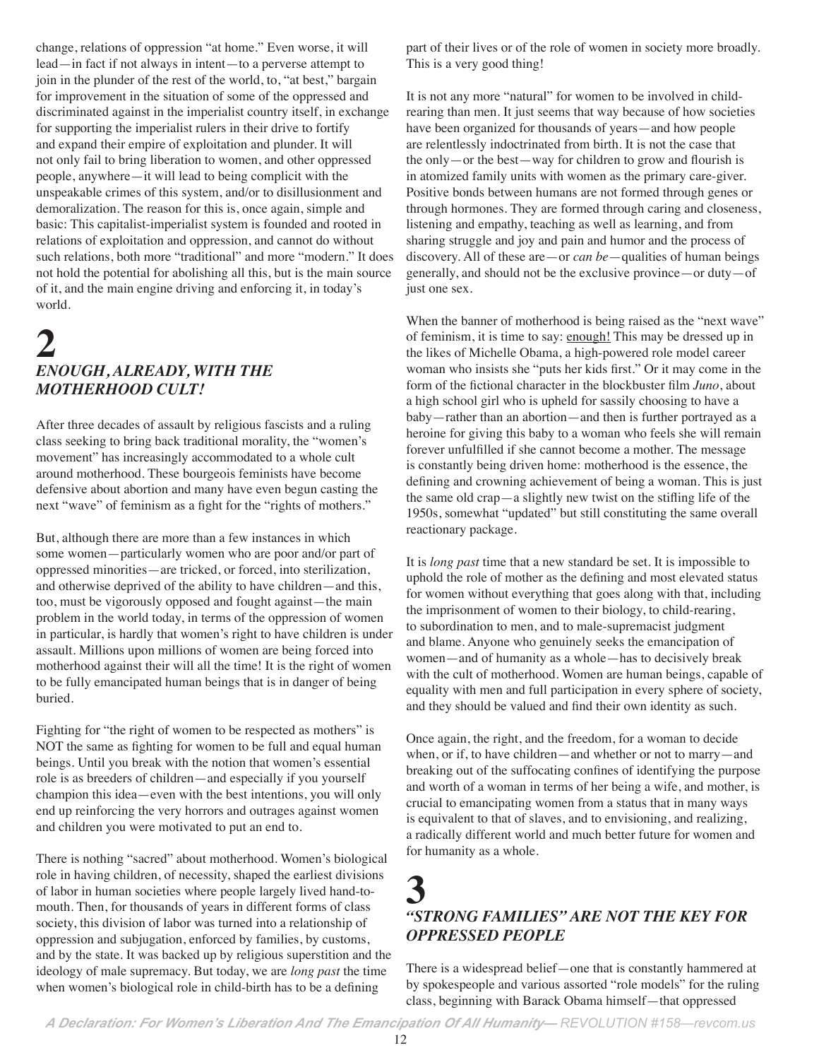change, relations of oppression "at home." Even worse, it will lead—in fact if not always in intent—to a perverse attempt to join in the plunder of the rest of the world, to, "at best," bargain for improvement in the situation of some of the oppressed and discriminated against in the imperialist country itself, in exchange for supporting the imperialist rulers in their drive to fortify and expand their empire of exploitation and plunder. It will not only fail to bring liberation to women, and other oppressed people, anywhere—it will lead to being complicit with the unspeakable crimes of this system, and/or to disillusionment and demoralization. The reason for this is, once again, simple and basic: This capitalist-imperialist system is founded and rooted in relations of exploitation and oppression, and cannot do without such relations, both more "traditional" and more "modern." It does not hold the potential for abolishing all this, but is the main source of it, and the main engine driving and enforcing it, in today's world.

# 2
## *ENOUGH, ALREADY, WITH THE MOTHERHOOD CULT!*

After three decades of assault by religious fascists and a ruling class seeking to bring back traditional morality, the "women's movement" has increasingly accommodated to a whole cult around motherhood. These bourgeois feminists have become defensive about abortion and many have even begun casting the next "wave" of feminism as a fight for the "rights of mothers."

But, although there are more than a few instances in which some women—particularly women who are poor and/or part of oppressed minorities—are tricked, or forced, into sterilization, and otherwise deprived of the ability to have children—and this, too, must be vigorously opposed and fought against—the main problem in the world today, in terms of the oppression of women in particular, is hardly that women's right to have children is under assault. Millions upon millions of women are being forced into motherhood against their will all the time! It is the right of women to be fully emancipated human beings that is in danger of being buried.

Fighting for "the right of women to be respected as mothers" is NOT the same as fighting for women to be full and equal human beings. Until you break with the notion that women's essential role is as breeders of children—and especially if you yourself champion this idea—even with the best intentions, you will only end up reinforcing the very horrors and outrages against women and children you were motivated to put an end to.

There is nothing "sacred" about motherhood. Women's biological role in having children, of necessity, shaped the earliest divisions of labor in human societies where people largely lived hand-to-mouth. Then, for thousands of years in different forms of class society, this division of labor was turned into a relationship of oppression and subjugation, enforced by families, by customs, and by the state. It was backed up by religious superstition and the ideology of male supremacy. But today, we are *long past* the time when women's biological role in child-birth has to be a defining part of their lives or of the role of women in society more broadly. This is a very good thing!

It is not any more "natural" for women to be involved in child-rearing than men. It just seems that way because of how societies have been organized for thousands of years—and how people are relentlessly indoctrinated from birth. It is not the case that the only—or the best—way for children to grow and flourish is in atomized family units with women as the primary care-giver. Positive bonds between humans are not formed through genes or through hormones. They are formed through caring and closeness, listening and empathy, teaching as well as learning, and from sharing struggle and joy and pain and humor and the process of discovery. All of these are—or *can be*—qualities of human beings generally, and should not be the exclusive province—or duty—of just one sex.

When the banner of motherhood is being raised as the "next wave" of feminism, it is time to say: enough! This may be dressed up in the likes of Michelle Obama, a high-powered role model career woman who insists she "puts her kids first." Or it may come in the form of the fictional character in the blockbuster film *Juno*, about a high school girl who is upheld for sassily choosing to have a baby—rather than an abortion—and then is further portrayed as a heroine for giving this baby to a woman who feels she will remain forever unfulfilled if she cannot become a mother. The message is constantly being driven home: motherhood is the essence, the defining and crowning achievement of being a woman. This is just the same old crap—a slightly new twist on the stifling life of the 1950s, somewhat "updated" but still constituting the same overall reactionary package.

It is *long past* time that a new standard be set. It is impossible to uphold the role of mother as the defining and most elevated status for women without everything that goes along with that, including the imprisonment of women to their biology, to child-rearing, to subordination to men, and to male-supremacist judgment and blame. Anyone who genuinely seeks the emancipation of women—and of humanity as a whole—has to decisively break with the cult of motherhood. Women are human beings, capable of equality with men and full participation in every sphere of society, and they should be valued and find their own identity as such.

Once again, the right, and the freedom, for a woman to decide when, or if, to have children—and whether or not to marry—and breaking out of the suffocating confines of identifying the purpose and worth of a woman in terms of her being a wife, and mother, is crucial to emancipating women from a status that in many ways is equivalent to that of slaves, and to envisioning, and realizing, a radically different world and much better future for women and for humanity as a whole.

# 3
## *"STRONG FAMILIES" ARE NOT THE KEY FOR OPPRESSED PEOPLE*

There is a widespread belief—one that is constantly hammered at by spokespeople and various assorted "role models" for the ruling class, beginning with Barack Obama himself—that oppressed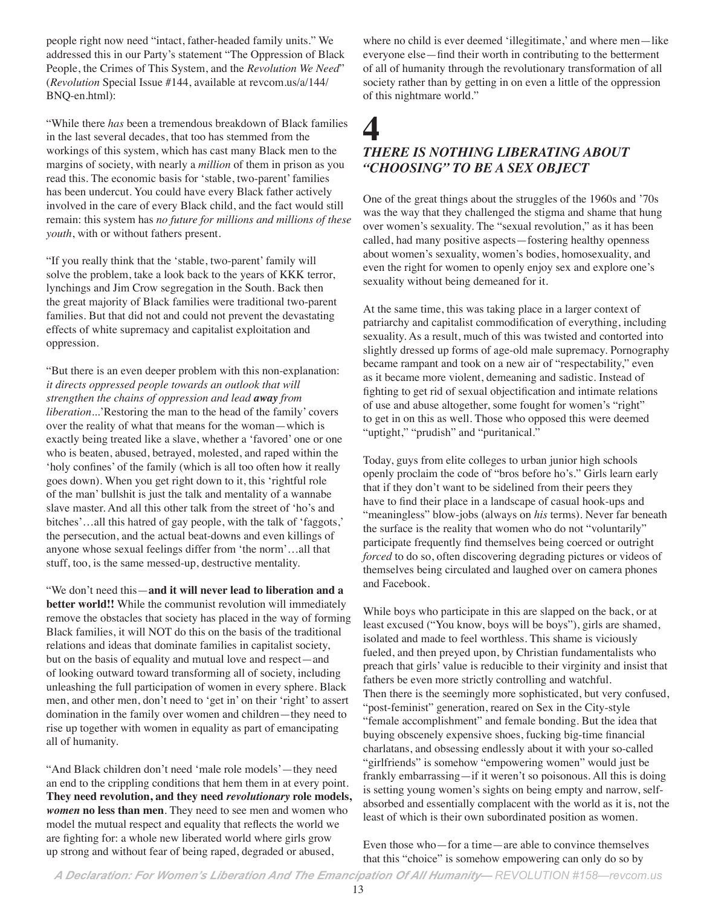people right now need "intact, father-headed family units." We addressed this in our Party's statement "The Oppression of Black People, the Crimes of This System, and the *Revolution We Need*" (*Revolution* Special Issue #144, available at revcom.us/a/144/BNQ-en.html):

"While there *has* been a tremendous breakdown of Black families in the last several decades, that too has stemmed from the workings of this system, which has cast many Black men to the margins of society, with nearly a *million* of them in prison as you read this. The economic basis for 'stable, two-parent' families has been undercut. You could have every Black father actively involved in the care of every Black child, and the fact would still remain: this system has *no future for millions and millions of these youth*, with or without fathers present.

"If you really think that the 'stable, two-parent' family will solve the problem, take a look back to the years of KKK terror, lynchings and Jim Crow segregation in the South. Back then the great majority of Black families were traditional two-parent families. But that did not and could not prevent the devastating effects of white supremacy and capitalist exploitation and oppression.

"But there is an even deeper problem with this non-explanation: *it directs oppressed people towards an outlook that will strengthen the chains of oppression and lead **away** from liberation*...'Restoring the man to the head of the family' covers over the reality of what that means for the woman—which is exactly being treated like a slave, whether a 'favored' one or one who is beaten, abused, betrayed, molested, and raped within the 'holy confines' of the family (which is all too often how it really goes down). When you get right down to it, this 'rightful role of the man' bullshit is just the talk and mentality of a wannabe slave master. And all this other talk from the street of 'ho's and bitches'…all this hatred of gay people, with the talk of 'faggots,' the persecution, and the actual beat-downs and even killings of anyone whose sexual feelings differ from 'the norm'…all that stuff, too, is the same messed-up, destructive mentality.

"We don't need this—**and it will never lead to liberation and a better world!!** While the communist revolution will immediately remove the obstacles that society has placed in the way of forming Black families, it will NOT do this on the basis of the traditional relations and ideas that dominate families in capitalist society, but on the basis of equality and mutual love and respect—and of looking outward toward transforming all of society, including unleashing the full participation of women in every sphere. Black men, and other men, don't need to 'get in' on their 'right' to assert domination in the family over women and children—they need to rise up together with women in equality as part of emancipating all of humanity.

"And Black children don't need 'male role models'—they need an end to the crippling conditions that hem them in at every point. **They need revolution, and they need *revolutionary* role models, *women* no less than men**. They need to see men and women who model the mutual respect and equality that reflects the world we are fighting for: a whole new liberated world where girls grow up strong and without fear of being raped, degraded or abused, where no child is ever deemed 'illegitimate,' and where men—like everyone else—find their worth in contributing to the betterment of all of humanity through the revolutionary transformation of all society rather than by getting in on even a little of the oppression of this nightmare world."

# 4

## *THERE IS NOTHING LIBERATING ABOUT "CHOOSING" TO BE A SEX OBJECT*

One of the great things about the struggles of the 1960s and '70s was the way that they challenged the stigma and shame that hung over women's sexuality. The "sexual revolution," as it has been called, had many positive aspects—fostering healthy openness about women's sexuality, women's bodies, homosexuality, and even the right for women to openly enjoy sex and explore one's sexuality without being demeaned for it.

At the same time, this was taking place in a larger context of patriarchy and capitalist commodification of everything, including sexuality. As a result, much of this was twisted and contorted into slightly dressed up forms of age-old male supremacy. Pornography became rampant and took on a new air of "respectability," even as it became more violent, demeaning and sadistic. Instead of fighting to get rid of sexual objectification and intimate relations of use and abuse altogether, some fought for women's "right" to get in on this as well. Those who opposed this were deemed "uptight," "prudish" and "puritanical."

Today, guys from elite colleges to urban junior high schools openly proclaim the code of "bros before ho's." Girls learn early that if they don't want to be sidelined from their peers they have to find their place in a landscape of casual hook-ups and "meaningless" blow-jobs (always on *his* terms). Never far beneath the surface is the reality that women who do not "voluntarily" participate frequently find themselves being coerced or outright *forced* to do so, often discovering degrading pictures or videos of themselves being circulated and laughed over on camera phones and Facebook.

While boys who participate in this are slapped on the back, or at least excused ("You know, boys will be boys"), girls are shamed, isolated and made to feel worthless. This shame is viciously fueled, and then preyed upon, by Christian fundamentalists who preach that girls' value is reducible to their virginity and insist that fathers be even more strictly controlling and watchful.

Then there is the seemingly more sophisticated, but very confused, "post-feminist" generation, reared on Sex in the City-style "female accomplishment" and female bonding. But the idea that buying obscenely expensive shoes, fucking big-time financial charlatans, and obsessing endlessly about it with your so-called "girlfriends" is somehow "empowering women" would just be frankly embarrassing—if it weren't so poisonous. All this is doing is setting young women's sights on being empty and narrow, self-absorbed and essentially complacent with the world as it is, not the least of which is their own subordinated position as women.

Even those who—for a time—are able to convince themselves that this "choice" is somehow empowering can only do so by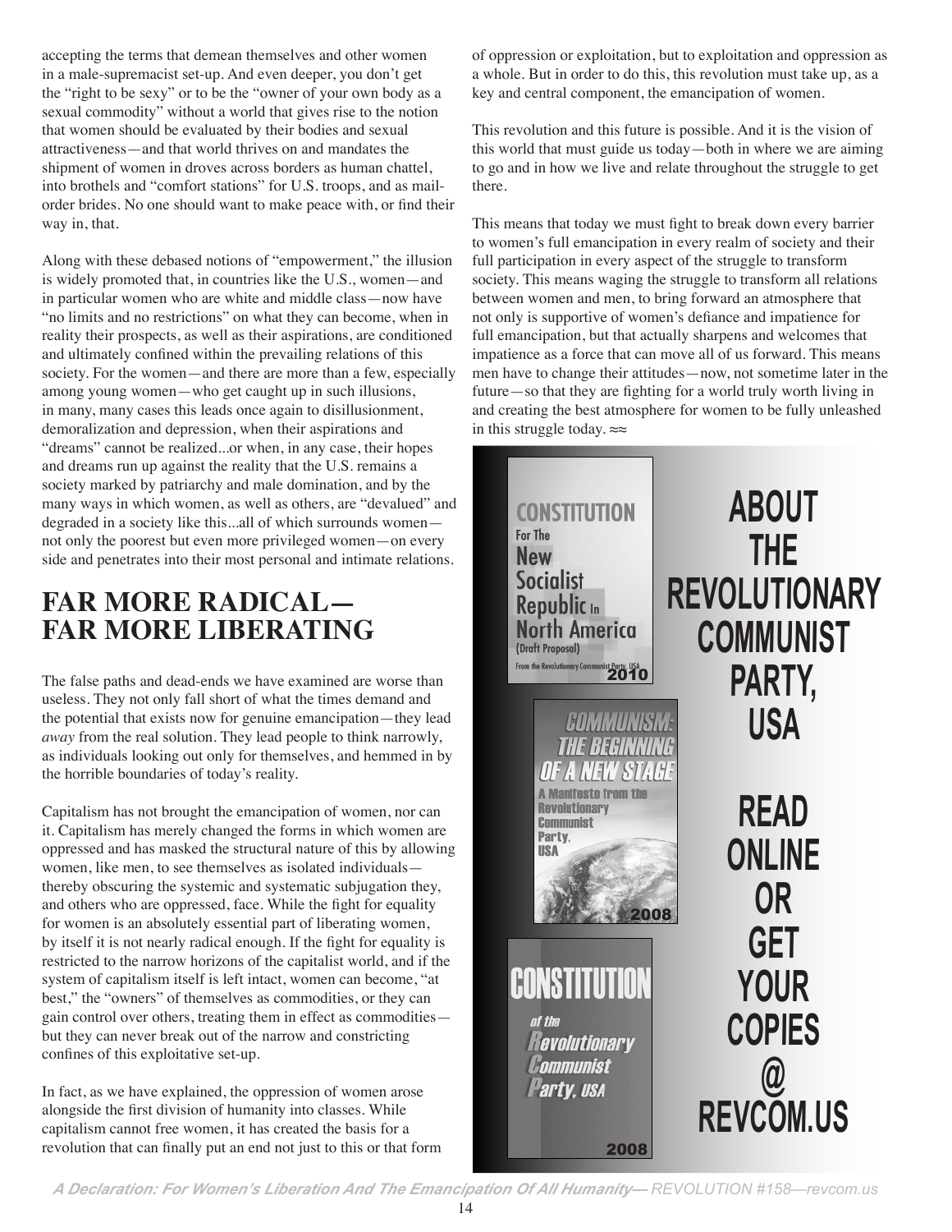accepting the terms that demean themselves and other women in a male-supremacist set-up. And even deeper, you don't get the "right to be sexy" or to be the "owner of your own body as a sexual commodity" without a world that gives rise to the notion that women should be evaluated by their bodies and sexual attractiveness—and that world thrives on and mandates the shipment of women in droves across borders as human chattel, into brothels and "comfort stations" for U.S. troops, and as mail-order brides. No one should want to make peace with, or find their way in, that.

Along with these debased notions of "empowerment," the illusion is widely promoted that, in countries like the U.S., women—and in particular women who are white and middle class—now have "no limits and no restrictions" on what they can become, when in reality their prospects, as well as their aspirations, are conditioned and ultimately confined within the prevailing relations of this society. For the women—and there are more than a few, especially among young women—who get caught up in such illusions, in many, many cases this leads once again to disillusionment, demoralization and depression, when their aspirations and "dreams" cannot be realized...or when, in any case, their hopes and dreams run up against the reality that the U.S. remains a society marked by patriarchy and male domination, and by the many ways in which women, as well as others, are "devalued" and degraded in a society like this...all of which surrounds women—not only the poorest but even more privileged women—on every side and penetrates into their most personal and intimate relations.

## FAR MORE RADICAL— FAR MORE LIBERATING

The false paths and dead-ends we have examined are worse than useless. They not only fall short of what the times demand and the potential that exists now for genuine emancipation—they lead *away* from the real solution. They lead people to think narrowly, as individuals looking out only for themselves, and hemmed in by the horrible boundaries of today's reality.

Capitalism has not brought the emancipation of women, nor can it. Capitalism has merely changed the forms in which women are oppressed and has masked the structural nature of this by allowing women, like men, to see themselves as isolated individuals—thereby obscuring the systemic and systematic subjugation they, and others who are oppressed, face. While the fight for equality for women is an absolutely essential part of liberating women, by itself it is not nearly radical enough. If the fight for equality is restricted to the narrow horizons of the capitalist world, and if the system of capitalism itself is left intact, women can become, "at best," the "owners" of themselves as commodities, or they can gain control over others, treating them in effect as commodities—but they can never break out of the narrow and constricting confines of this exploitative set-up.

In fact, as we have explained, the oppression of women arose alongside the first division of humanity into classes. While capitalism cannot free women, it has created the basis for a revolution that can finally put an end not just to this or that form of oppression or exploitation, but to exploitation and oppression as a whole. But in order to do this, this revolution must take up, as a key and central component, the emancipation of women.

This revolution and this future is possible. And it is the vision of this world that must guide us today—both in where we are aiming to go and in how we live and relate throughout the struggle to get there.

This means that today we must fight to break down every barrier to women's full emancipation in every realm of society and their full participation in every aspect of the struggle to transform society. This means waging the struggle to transform all relations between women and men, to bring forward an atmosphere that not only is supportive of women's defiance and impatience for full emancipation, but that actually sharpens and welcomes that impatience as a force that can move all of us forward. This means men have to change their attitudes—now, not sometime later in the future—so that they are fighting for a world truly worth living in and creating the best atmosphere for women to be fully unleashed in this struggle today. ≈≈

CONSTITUTION For The New Socialist Republic In North America (Draft Proposal) From the Revolutionary Communist Party, USA 2010

COMMUNISM: THE BEGINNING OF A NEW STAGE A Manifesto from the Revolutionary Communist Party, USA 2008

CONSTITUTION of the Revolutionary Communist Party, USA 2008

**ABOUT THE REVOLUTIONARY COMMUNIST PARTY, USA**

**READ ONLINE OR GET YOUR COPIES @ REVCOM.US**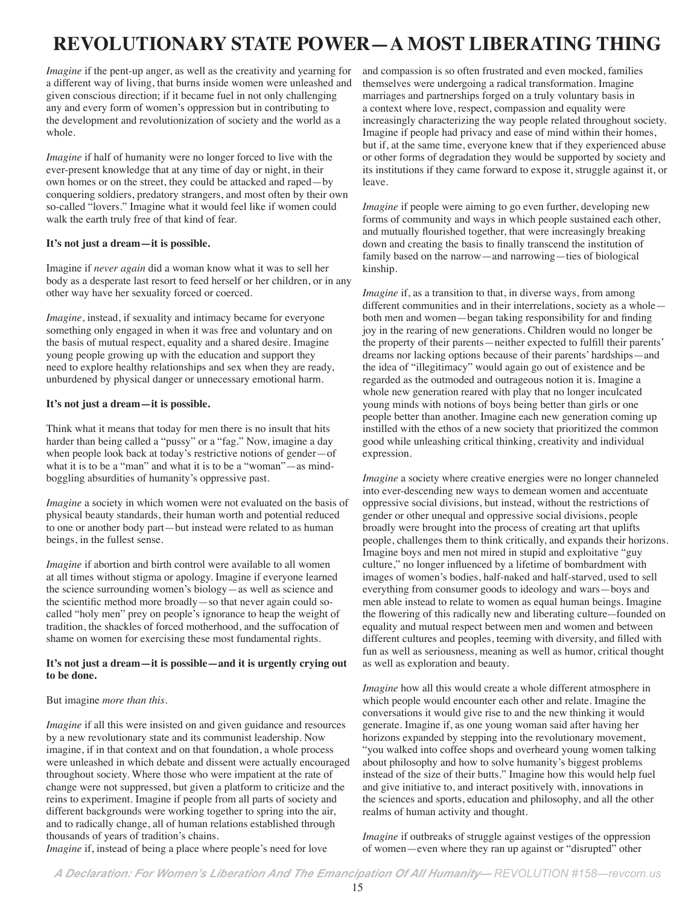# REVOLUTIONARY STATE POWER—A MOST LIBERATING THING

*Imagine* if the pent-up anger, as well as the creativity and yearning for a different way of living, that burns inside women were unleashed and given conscious direction; if it became fuel in not only challenging any and every form of women's oppression but in contributing to the development and revolutionization of society and the world as a whole.

*Imagine* if half of humanity were no longer forced to live with the ever-present knowledge that at any time of day or night, in their own homes or on the street, they could be attacked and raped—by conquering soldiers, predatory strangers, and most often by their own so-called "lovers." Imagine what it would feel like if women could walk the earth truly free of that kind of fear.

**It's not just a dream—it is possible.**

Imagine if *never again* did a woman know what it was to sell her body as a desperate last resort to feed herself or her children, or in any other way have her sexuality forced or coerced.

*Imagine*, instead, if sexuality and intimacy became for everyone something only engaged in when it was free and voluntary and on the basis of mutual respect, equality and a shared desire. Imagine young people growing up with the education and support they need to explore healthy relationships and sex when they are ready, unburdened by physical danger or unnecessary emotional harm.

**It's not just a dream—it is possible.**

Think what it means that today for men there is no insult that hits harder than being called a "pussy" or a "fag." Now, imagine a day when people look back at today's restrictive notions of gender—of what it is to be a "man" and what it is to be a "woman"—as mind-boggling absurdities of humanity's oppressive past.

*Imagine* a society in which women were not evaluated on the basis of physical beauty standards, their human worth and potential reduced to one or another body part—but instead were related to as human beings, in the fullest sense.

*Imagine* if abortion and birth control were available to all women at all times without stigma or apology. Imagine if everyone learned the science surrounding women's biology—as well as science and the scientific method more broadly—so that never again could so-called "holy men" prey on people's ignorance to heap the weight of tradition, the shackles of forced motherhood, and the suffocation of shame on women for exercising these most fundamental rights.

**It's not just a dream—it is possible—and it is urgently crying out to be done.**

But imagine *more than this*.

*Imagine* if all this were insisted on and given guidance and resources by a new revolutionary state and its communist leadership. Now imagine, if in that context and on that foundation, a whole process were unleashed in which debate and dissent were actually encouraged throughout society. Where those who were impatient at the rate of change were not suppressed, but given a platform to criticize and the reins to experiment. Imagine if people from all parts of society and different backgrounds were working together to spring into the air, and to radically change, all of human relations established through thousands of years of tradition's chains.

*Imagine* if, instead of being a place where people's need for love and compassion is so often frustrated and even mocked, families themselves were undergoing a radical transformation. Imagine marriages and partnerships forged on a truly voluntary basis in a context where love, respect, compassion and equality were increasingly characterizing the way people related throughout society. Imagine if people had privacy and ease of mind within their homes, but if, at the same time, everyone knew that if they experienced abuse or other forms of degradation they would be supported by society and its institutions if they came forward to expose it, struggle against it, or leave.

*Imagine* if people were aiming to go even further, developing new forms of community and ways in which people sustained each other, and mutually flourished together, that were increasingly breaking down and creating the basis to finally transcend the institution of family based on the narrow—and narrowing—ties of biological kinship.

*Imagine* if, as a transition to that, in diverse ways, from among different communities and in their interrelations, society as a whole—both men and women—began taking responsibility for and finding joy in the rearing of new generations. Children would no longer be the property of their parents—neither expected to fulfill their parents' dreams nor lacking options because of their parents' hardships—and the idea of "illegitimacy" would again go out of existence and be regarded as the outmoded and outrageous notion it is. Imagine a whole new generation reared with play that no longer inculcated young minds with notions of boys being better than girls or one people better than another. Imagine each new generation coming up instilled with the ethos of a new society that prioritized the common good while unleashing critical thinking, creativity and individual expression.

*Imagine* a society where creative energies were no longer channeled into ever-descending new ways to demean women and accentuate oppressive social divisions, but instead, without the restrictions of gender or other unequal and oppressive social divisions, people broadly were brought into the process of creating art that uplifts people, challenges them to think critically, and expands their horizons. Imagine boys and men not mired in stupid and exploitative "guy culture," no longer influenced by a lifetime of bombardment with images of women's bodies, half-naked and half-starved, used to sell everything from consumer goods to ideology and wars—boys and men able instead to relate to women as equal human beings. Imagine the flowering of this radically new and liberating culture-–founded on equality and mutual respect between men and women and between different cultures and peoples, teeming with diversity, and filled with fun as well as seriousness, meaning as well as humor, critical thought as well as exploration and beauty.

*Imagine* how all this would create a whole different atmosphere in which people would encounter each other and relate. Imagine the conversations it would give rise to and the new thinking it would generate. Imagine if, as one young woman said after having her horizons expanded by stepping into the revolutionary movement, "you walked into coffee shops and overheard young women talking about philosophy and how to solve humanity's biggest problems instead of the size of their butts." Imagine how this would help fuel and give initiative to, and interact positively with, innovations in the sciences and sports, education and philosophy, and all the other realms of human activity and thought.

*Imagine* if outbreaks of struggle against vestiges of the oppression of women—even where they ran up against or "disrupted" other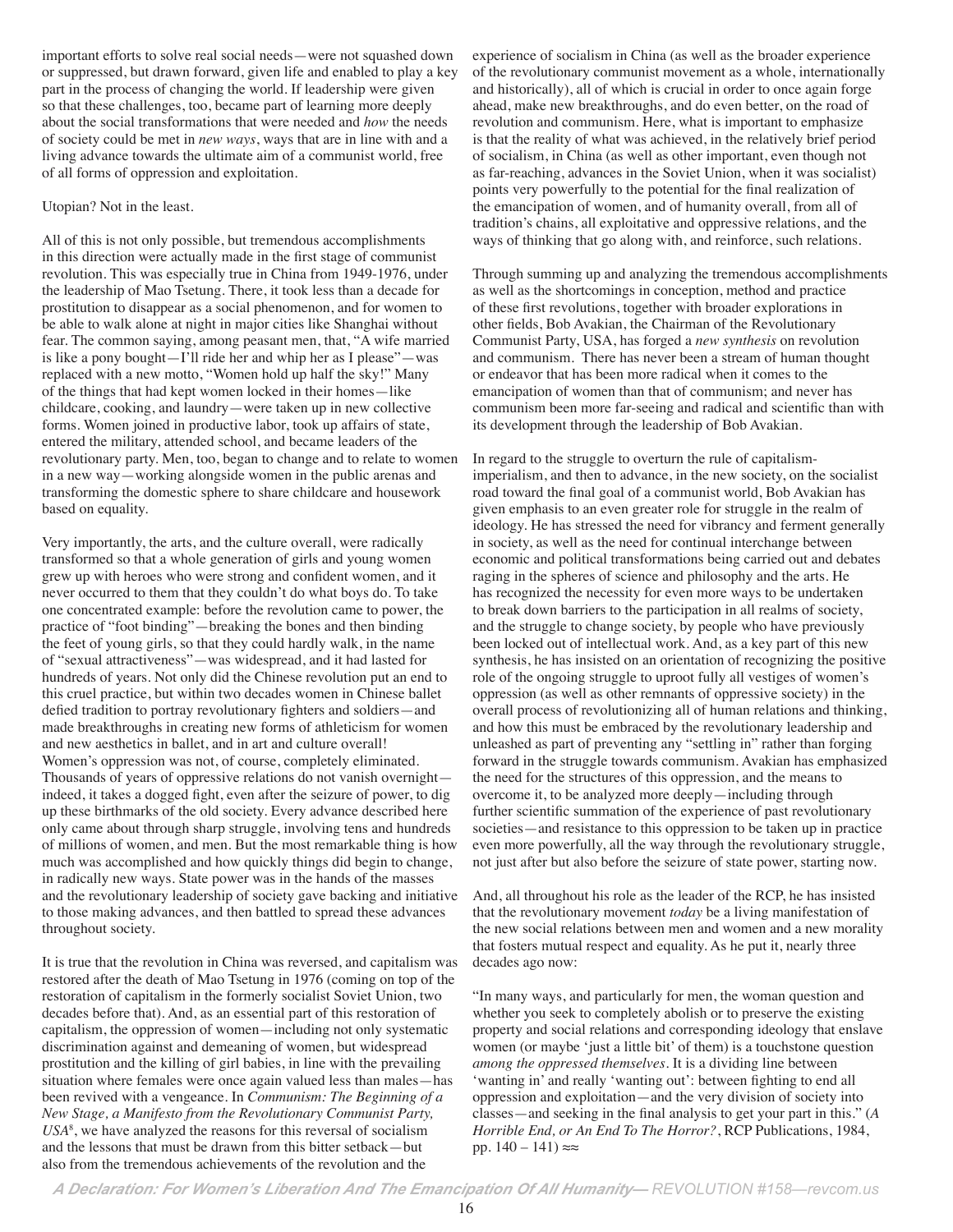important efforts to solve real social needs—were not squashed down or suppressed, but drawn forward, given life and enabled to play a key part in the process of changing the world. If leadership were given so that these challenges, too, became part of learning more deeply about the social transformations that were needed and *how* the needs of society could be met in *new ways*, ways that are in line with and a living advance towards the ultimate aim of a communist world, free of all forms of oppression and exploitation.

Utopian? Not in the least.

All of this is not only possible, but tremendous accomplishments in this direction were actually made in the first stage of communist revolution. This was especially true in China from 1949-1976, under the leadership of Mao Tsetung. There, it took less than a decade for prostitution to disappear as a social phenomenon, and for women to be able to walk alone at night in major cities like Shanghai without fear. The common saying, among peasant men, that, "A wife married is like a pony bought—I'll ride her and whip her as I please"—was replaced with a new motto, "Women hold up half the sky!" Many of the things that had kept women locked in their homes—like childcare, cooking, and laundry—were taken up in new collective forms. Women joined in productive labor, took up affairs of state, entered the military, attended school, and became leaders of the revolutionary party. Men, too, began to change and to relate to women in a new way—working alongside women in the public arenas and transforming the domestic sphere to share childcare and housework based on equality.

Very importantly, the arts, and the culture overall, were radically transformed so that a whole generation of girls and young women grew up with heroes who were strong and confident women, and it never occurred to them that they couldn't do what boys do. To take one concentrated example: before the revolution came to power, the practice of "foot binding"—breaking the bones and then binding the feet of young girls, so that they could hardly walk, in the name of "sexual attractiveness"—was widespread, and it had lasted for hundreds of years. Not only did the Chinese revolution put an end to this cruel practice, but within two decades women in Chinese ballet defied tradition to portray revolutionary fighters and soldiers—and made breakthroughs in creating new forms of athleticism for women and new aesthetics in ballet, and in art and culture overall! Women's oppression was not, of course, completely eliminated. Thousands of years of oppressive relations do not vanish overnight—indeed, it takes a dogged fight, even after the seizure of power, to dig up these birthmarks of the old society. Every advance described here only came about through sharp struggle, involving tens and hundreds of millions of women, and men. But the most remarkable thing is how much was accomplished and how quickly things did begin to change, in radically new ways. State power was in the hands of the masses and the revolutionary leadership of society gave backing and initiative to those making advances, and then battled to spread these advances throughout society.

It is true that the revolution in China was reversed, and capitalism was restored after the death of Mao Tsetung in 1976 (coming on top of the restoration of capitalism in the formerly socialist Soviet Union, two decades before that). And, as an essential part of this restoration of capitalism, the oppression of women—including not only systematic discrimination against and demeaning of women, but widespread prostitution and the killing of girl babies, in line with the prevailing situation where females were once again valued less than males—has been revived with a vengeance. In *Communism: The Beginning of a New Stage, a Manifesto from the Revolutionary Communist Party, USA*[8], we have analyzed the reasons for this reversal of socialism and the lessons that must be drawn from this bitter setback—but also from the tremendous achievements of the revolution and the experience of socialism in China (as well as the broader experience of the revolutionary communist movement as a whole, internationally and historically), all of which is crucial in order to once again forge ahead, make new breakthroughs, and do even better, on the road of revolution and communism. Here, what is important to emphasize is that the reality of what was achieved, in the relatively brief period of socialism, in China (as well as other important, even though not as far-reaching, advances in the Soviet Union, when it was socialist) points very powerfully to the potential for the final realization of the emancipation of women, and of humanity overall, from all of tradition's chains, all exploitative and oppressive relations, and the ways of thinking that go along with, and reinforce, such relations.

Through summing up and analyzing the tremendous accomplishments as well as the shortcomings in conception, method and practice of these first revolutions, together with broader explorations in other fields, Bob Avakian, the Chairman of the Revolutionary Communist Party, USA, has forged a *new synthesis* on revolution and communism. There has never been a stream of human thought or endeavor that has been more radical when it comes to the emancipation of women than that of communism; and never has communism been more far-seeing and radical and scientific than with its development through the leadership of Bob Avakian.

In regard to the struggle to overturn the rule of capitalism-imperialism, and then to advance, in the new society, on the socialist road toward the final goal of a communist world, Bob Avakian has given emphasis to an even greater role for struggle in the realm of ideology. He has stressed the need for vibrancy and ferment generally in society, as well as the need for continual interchange between economic and political transformations being carried out and debates raging in the spheres of science and philosophy and the arts. He has recognized the necessity for even more ways to be undertaken to break down barriers to the participation in all realms of society, and the struggle to change society, by people who have previously been locked out of intellectual work. And, as a key part of this new synthesis, he has insisted on an orientation of recognizing the positive role of the ongoing struggle to uproot fully all vestiges of women's oppression (as well as other remnants of oppressive society) in the overall process of revolutionizing all of human relations and thinking, and how this must be embraced by the revolutionary leadership and unleashed as part of preventing any "settling in" rather than forging forward in the struggle towards communism. Avakian has emphasized the need for the structures of this oppression, and the means to overcome it, to be analyzed more deeply—including through further scientific summation of the experience of past revolutionary societies—and resistance to this oppression to be taken up in practice even more powerfully, all the way through the revolutionary struggle, not just after but also before the seizure of state power, starting now.

And, all throughout his role as the leader of the RCP, he has insisted that the revolutionary movement *today* be a living manifestation of the new social relations between men and women and a new morality that fosters mutual respect and equality. As he put it, nearly three decades ago now:

"In many ways, and particularly for men, the woman question and whether you seek to completely abolish or to preserve the existing property and social relations and corresponding ideology that enslave women (or maybe 'just a little bit' of them) is a touchstone question *among the oppressed themselves*. It is a dividing line between 'wanting in' and really 'wanting out': between fighting to end all oppression and exploitation—and the very division of society into classes—and seeking in the final analysis to get your part in this." (*A Horrible End, or An End To The Horror?*, RCP Publications, 1984, pp. 140 – 141) ≈≈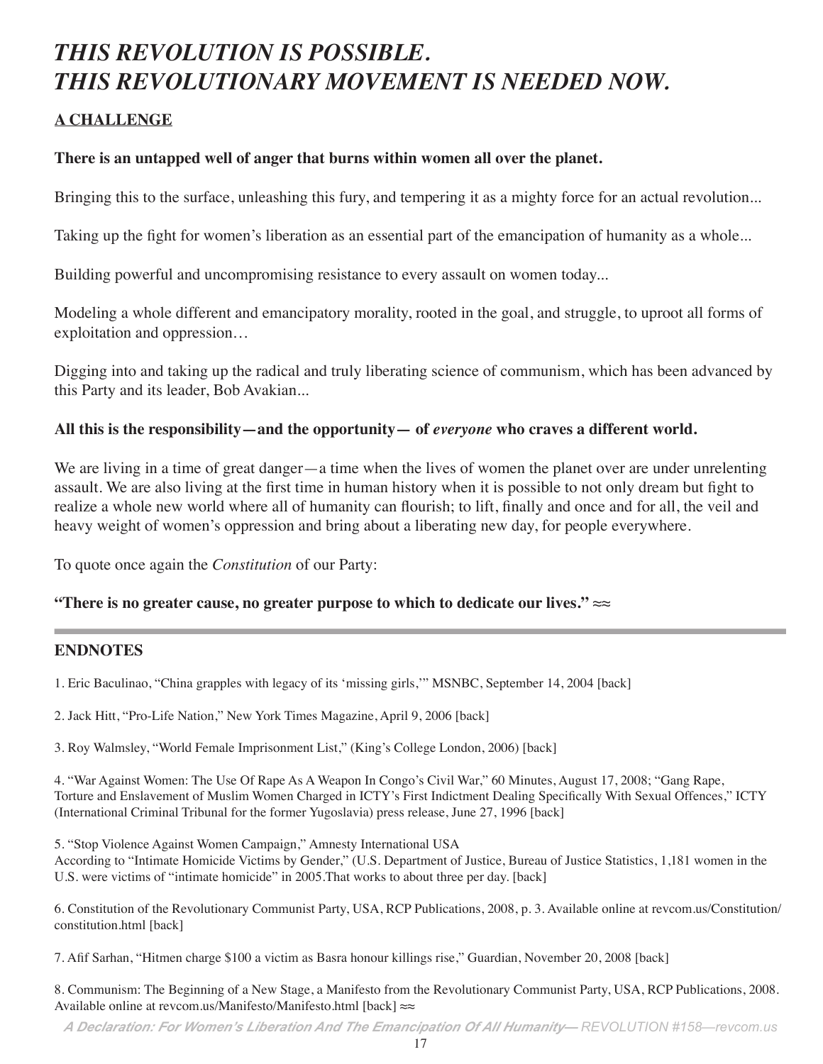# *THIS REVOLUTION IS POSSIBLE. THIS REVOLUTIONARY MOVEMENT IS NEEDED NOW.*

## A CHALLENGE

**There is an untapped well of anger that burns within women all over the planet.**

Bringing this to the surface, unleashing this fury, and tempering it as a mighty force for an actual revolution...

Taking up the fight for women's liberation as an essential part of the emancipation of humanity as a whole...

Building powerful and uncompromising resistance to every assault on women today...

Modeling a whole different and emancipatory morality, rooted in the goal, and struggle, to uproot all forms of exploitation and oppression…

Digging into and taking up the radical and truly liberating science of communism, which has been advanced by this Party and its leader, Bob Avakian...

**All this is the responsibility—and the opportunity— of *everyone* who craves a different world.**

We are living in a time of great danger—a time when the lives of women the planet over are under unrelenting assault. We are also living at the first time in human history when it is possible to not only dream but fight to realize a whole new world where all of humanity can flourish; to lift, finally and once and for all, the veil and heavy weight of women's oppression and bring about a liberating new day, for people everywhere.

To quote once again the *Constitution* of our Party:

**"There is no greater cause, no greater purpose to which to dedicate our lives."** ≈≈

---

## ENDNOTES

1. Eric Baculinao, "China grapples with legacy of its 'missing girls,'" MSNBC, September 14, 2004 [back]

2. Jack Hitt, "Pro-Life Nation," New York Times Magazine, April 9, 2006 [back]

3. Roy Walmsley, "World Female Imprisonment List," (King's College London, 2006) [back]

4. "War Against Women: The Use Of Rape As A Weapon In Congo's Civil War," 60 Minutes, August 17, 2008; "Gang Rape, Torture and Enslavement of Muslim Women Charged in ICTY's First Indictment Dealing Specifically With Sexual Offences," ICTY (International Criminal Tribunal for the former Yugoslavia) press release, June 27, 1996 [back]

5. "Stop Violence Against Women Campaign," Amnesty International USA
According to "Intimate Homicide Victims by Gender," (U.S. Department of Justice, Bureau of Justice Statistics, 1,181 women in the U.S. were victims of "intimate homicide" in 2005.That works to about three per day. [back]

6. Constitution of the Revolutionary Communist Party, USA, RCP Publications, 2008, p. 3. Available online at revcom.us/Constitution/constitution.html [back]

7. Afif Sarhan, "Hitmen charge $100 a victim as Basra honour killings rise," Guardian, November 20, 2008 [back]

8. Communism: The Beginning of a New Stage, a Manifesto from the Revolutionary Communist Party, USA, RCP Publications, 2008. Available online at revcom.us/Manifesto/Manifesto.html [back] ≈≈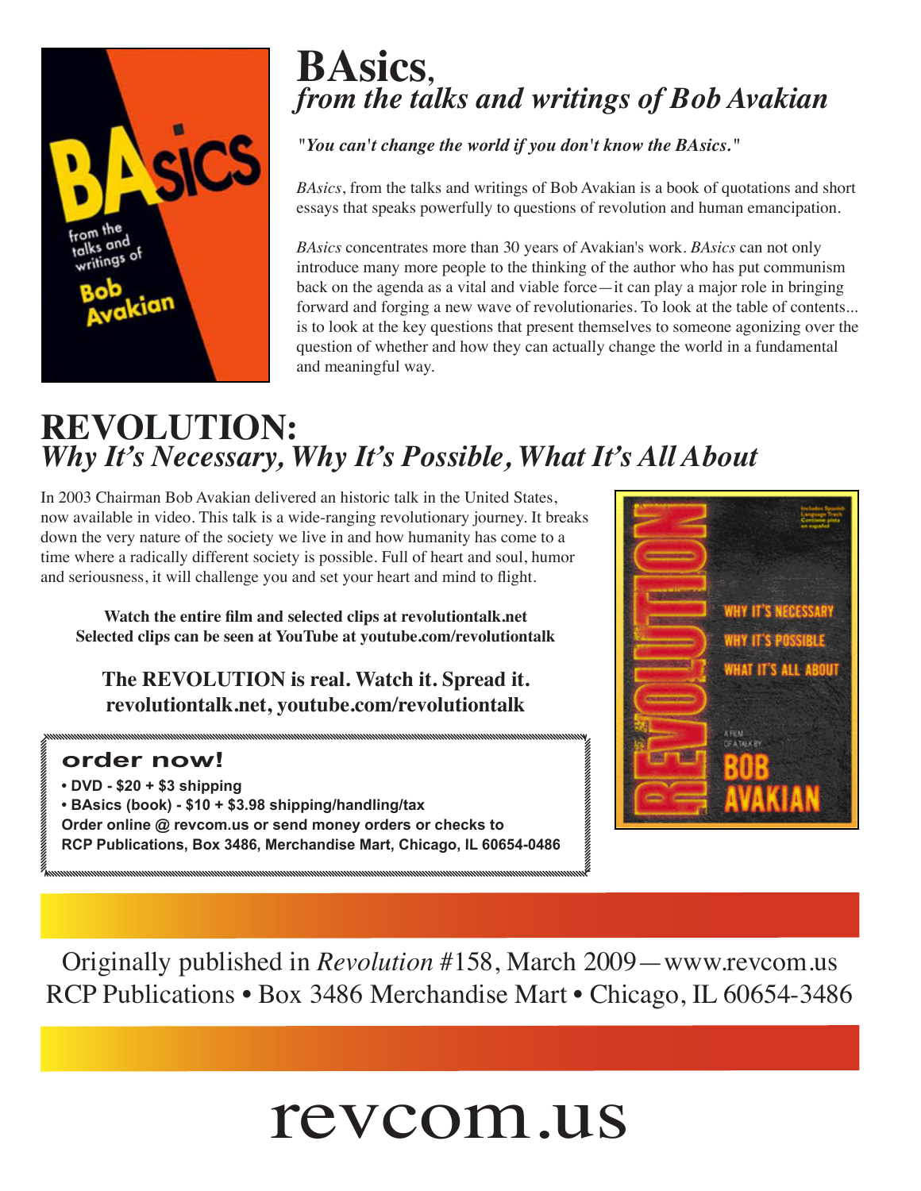# BAsics, *from the talks and writings of Bob Avakian*

*"You can't change the world if you don't know the BAsics."*

*BAsics*, from the talks and writings of Bob Avakian is a book of quotations and short essays that speaks powerfully to questions of revolution and human emancipation.

*BAsics* concentrates more than 30 years of Avakian's work. *BAsics* can not only introduce many more people to the thinking of the author who has put communism back on the agenda as a vital and viable force—it can play a major role in bringing forward and forging a new wave of revolutionaries. To look at the table of contents... is to look at the key questions that present themselves to someone agonizing over the question of whether and how they can actually change the world in a fundamental and meaningful way.

# REVOLUTION: *Why It's Necessary, Why It's Possible, What It's All About*

In 2003 Chairman Bob Avakian delivered an historic talk in the United States, now available in video. This talk is a wide-ranging revolutionary journey. It breaks down the very nature of the society we live in and how humanity has come to a time where a radically different society is possible. Full of heart and soul, humor and seriousness, it will challenge you and set your heart and mind to flight.

**Watch the entire film and selected clips at revolutiontalk.net**
**Selected clips can be seen at YouTube at youtube.com/revolutiontalk**

**The REVOLUTION is real. Watch it. Spread it.**
**revolutiontalk.net, youtube.com/revolutiontalk**

**order now!**

- **DVD - $20 + $3 shipping**
- **BAsics (book) - $10 + $3.98 shipping/handling/tax**

**Order online @ revcom.us or send money orders or checks to RCP Publications, Box 3486, Merchandise Mart, Chicago, IL 60654-0486**

Originally published in *Revolution* #158, March 2009—www.revcom.us
RCP Publications • Box 3486 Merchandise Mart • Chicago, IL 60654-3486

revcom.us